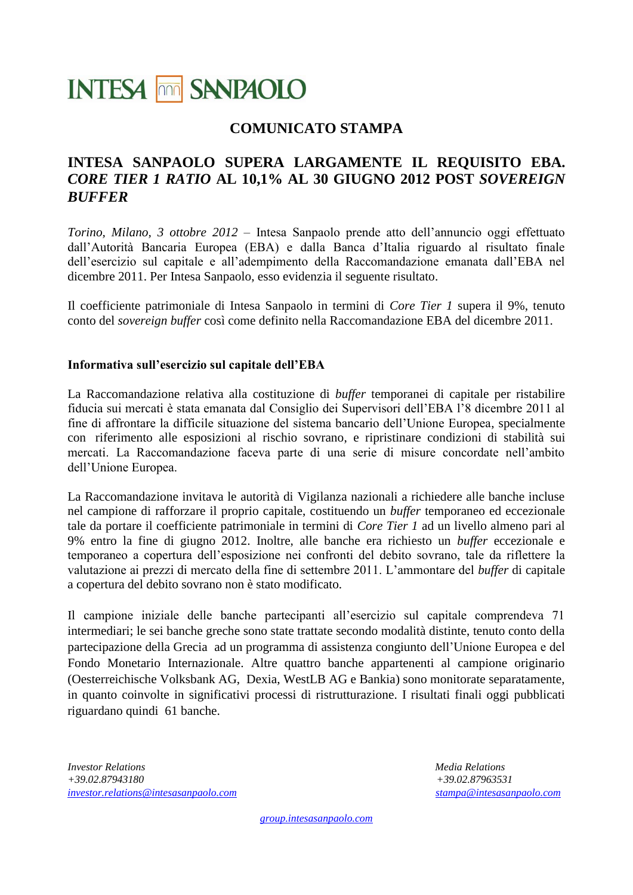INTESA SANPAOLO

**COMUNICATO STAMPA**

## INTESA SANPAOLO SUPERA LARGAMENTE IL REQUISITO EBA. *CORE TIER 1 RATIO* AL 10,1% AL 30 GIUGNO 2012 POST *SOVEREIGN BUFFER*

*Torino, Milano, 3 ottobre 2012* – Intesa Sanpaolo prende atto dell'annuncio oggi effettuato dall'Autorità Bancaria Europea (EBA) e dalla Banca d'Italia riguardo al risultato finale dell'esercizio sul capitale e all'adempimento della Raccomandazione emanata dall'EBA nel dicembre 2011. Per Intesa Sanpaolo, esso evidenzia il seguente risultato.

Il coefficiente patrimoniale di Intesa Sanpaolo in termini di *Core Tier 1* supera il 9%, tenuto conto del *sovereign buffer* così come definito nella Raccomandazione EBA del dicembre 2011.

**Informativa sull'esercizio sul capitale dell'EBA**

La Raccomandazione relativa alla costituzione di *buffer* temporanei di capitale per ristabilire fiducia sui mercati è stata emanata dal Consiglio dei Supervisori dell'EBA l'8 dicembre 2011 al fine di affrontare la difficile situazione del sistema bancario dell'Unione Europea, specialmente con riferimento alle esposizioni al rischio sovrano, e ripristinare condizioni di stabilità sui mercati. La Raccomandazione faceva parte di una serie di misure concordate nell'ambito dell'Unione Europea.

La Raccomandazione invitava le autorità di Vigilanza nazionali a richiedere alle banche incluse nel campione di rafforzare il proprio capitale, costituendo un *buffer* temporaneo ed eccezionale tale da portare il coefficiente patrimoniale in termini di *Core Tier 1* ad un livello almeno pari al 9% entro la fine di giugno 2012. Inoltre, alle banche era richiesto un *buffer* eccezionale e temporaneo a copertura dell'esposizione nei confronti del debito sovrano, tale da riflettere la valutazione ai prezzi di mercato della fine di settembre 2011. L'ammontare del *buffer* di capitale a copertura del debito sovrano non è stato modificato.

Il campione iniziale delle banche partecipanti all'esercizio sul capitale comprendeva 71 intermediari; le sei banche greche sono state trattate secondo modalità distinte, tenuto conto della partecipazione della Grecia ad un programma di assistenza congiunto dell'Unione Europea e del Fondo Monetario Internazionale. Altre quattro banche appartenenti al campione originario (Oesterreichische Volksbank AG, Dexia, WestLB AG e Bankia) sono monitorate separatamente, in quanto coinvolte in significativi processi di ristrutturazione. I risultati finali oggi pubblicati riguardano quindi 61 banche.

*Investor Relations*
*+39.02.87943180*
*investor.relations@intesasanpaolo.com*

*Media Relations*
*+39.02.87963531*
*stampa@intesasanpaolo.com*

*group.intesasanpaolo.com*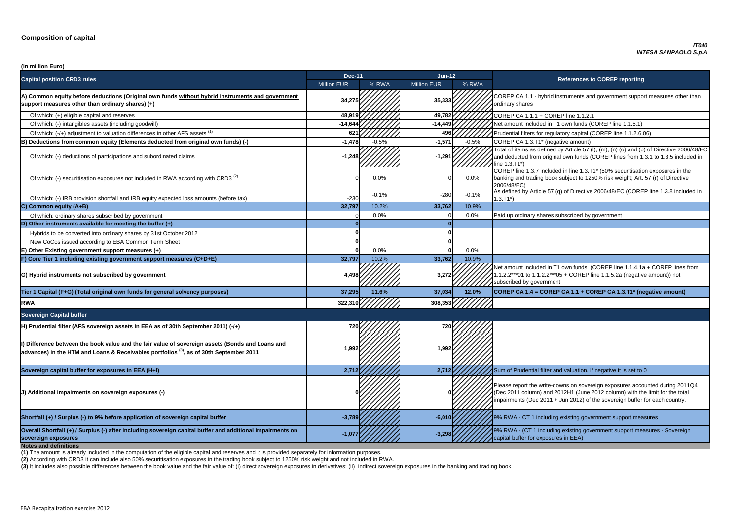# Composition of capital

*IT040*
*INTESA SANPAOLO S.p.A*

**(in million Euro)**

| Capital position CRD3 rules | Dec-11 | | Jun-12 | | References to COREP reporting |
|---|---|---|---|---|---|
| | Million EUR | % RWA | Million EUR | % RWA | |
| **A) Common equity before deductions (Original own funds without hybrid instruments and government support measures other than ordinary shares) (+)** | **34,275** | | **35,333** | | COREP CA 1.1 - hybrid instruments and government support measures other than ordinary shares |
| Of which: (+) eligible capital and reserves | **48,919** | | **49,782** | | COREP CA 1.1.1 + COREP line 1.1.2.1 |
| Of which: (-) intangibles assets (including goodwill) | **-14,644** | | **-14,449** | | Net amount included in T1 own funds (COREP line 1.1.5.1) |
| Of which: (-/+) adjustment to valuation differences in other AFS assets [1] | **621** | | **496** | | Prudential filters for regulatory capital (COREP line 1.1.2.6.06) |
| **B) Deductions from common equity (Elements deducted from original own funds) (-)** | **-1,478** | -0.5% | **-1,571** | -0.5% | COREP CA 1.3.T1* (negative amount) |
| Of which: (-) deductions of participations and subordinated claims | **-1,248** | | **-1,291** | | Total of items as defined by Article 57 (l), (m), (n) (o) and (p) of Directive 2006/48/EC and deducted from original own funds (COREP lines from 1.3.1 to 1.3.5 included in line 1.3.T1*) |
| Of which: (-) securitisation exposures not included in RWA according with CRD3 [2] | 0 | 0.0% | 0 | 0.0% | COREP line 1.3.7 included in line 1.3.T1* (50% securitisation exposures in the banking and trading book subject to 1250% risk weight; Art. 57 (r) of Directive 2006/48/EC) |
| Of which: (-) IRB provision shortfall and IRB equity expected loss amounts (before tax) | -230 | -0.1% | -280 | -0.1% | As defined by Article 57 (q) of Directive 2006/48/EC (COREP line 1.3.8 included in 1.3.T1*) |
| **C) Common equity (A+B)** | **32,797** | 10.2% | **33,762** | 10.9% | |
| Of which: ordinary shares subscribed by government | 0 | 0.0% | 0 | 0.0% | Paid up ordinary shares subscribed by government |
| **D) Other instruments available for meeting the buffer (+)** | **0** | | **0** | | |
| Hybrids to be converted into ordinary shares by 31st October 2012 | **0** | | **0** | | |
| New CoCos issued according to EBA Common Term Sheet | **0** | | **0** | | |
| **E) Other Existing government support measures (+)** | **0** | 0.0% | **0** | 0.0% | |
| **F) Core Tier 1 including existing government support measures (C+D+E)** | **32,797** | 10.2% | **33,762** | 10.9% | |
| **G) Hybrid instruments not subscribed by government** | **4,498** | | **3,272** | | Net amount included in T1 own funds (COREP line 1.1.4.1a + COREP lines from 1.1.2.2***01 to 1.1.2.2***05 + COREP line 1.1.5.2a (negative amount)) not subscribed by government |
| **Tier 1 Capital (F+G) (Total original own funds for general solvency purposes)** | **37,295** | **11.6%** | **37,034** | **12.0%** | **COREP CA 1.4 = COREP CA 1.1 + COREP CA 1.3.T1* (negative amount)** |
| **RWA** | **322,310** | | **308,353** | | |
| **Sovereign Capital buffer** | | | | | |
| **H) Prudential filter (AFS sovereign assets in EEA as of 30th September 2011) (-/+)** | **720** | | **720** | | |
| **I) Difference between the book value and the fair value of sovereign assets (Bonds and Loans and advances) in the HTM and Loans & Receivables portfolios [3], as of 30th September 2011** | **1,992** | | **1,992** | | |
| **Sovereign capital buffer for exposures in EEA (H+I)** | **2,712** | | **2,712** | | Sum of Prudential filter and valuation. If negative it is set to 0 |
| **J) Additional impairments on sovereign exposures (-)** | **0** | | **0** | | Please report the write-downs on sovereign exposures accounted during 2011Q4 (Dec 2011 column) and 2012H1 (June 2012 column) with the limit for the total impairments (Dec 2011 + Jun 2012) of the sovereign buffer for each country. |
| **Shortfall (+) / Surplus (-) to 9% before application of sovereign capital buffer** | **-3,789** | | **-6,010** | | 9% RWA - CT 1 including existing government support measures |
| **Overall Shortfall (+) / Surplus (-) after including sovereign capital buffer and additional impairments on sovereign exposures** | **-1,077** | | **-3,298** | | 9% RWA - (CT 1 including existing government support measures - Sovereign capital buffer for exposures in EEA) |

**Notes and definitions**

**(1)** The amount is already included in the computation of the eligible capital and reserves and it is provided separately for information purposes.

**(2)** According with CRD3 it can include also 50% securitisation exposures in the trading book subject to 1250% risk weight and not included in RWA.

**(3)** It includes also possible differences between the book value and the fair value of: (i) direct sovereign exposures in derivatives; (ii) indirect sovereign exposures in the banking and trading book

EBA Recapitalization exercise 2012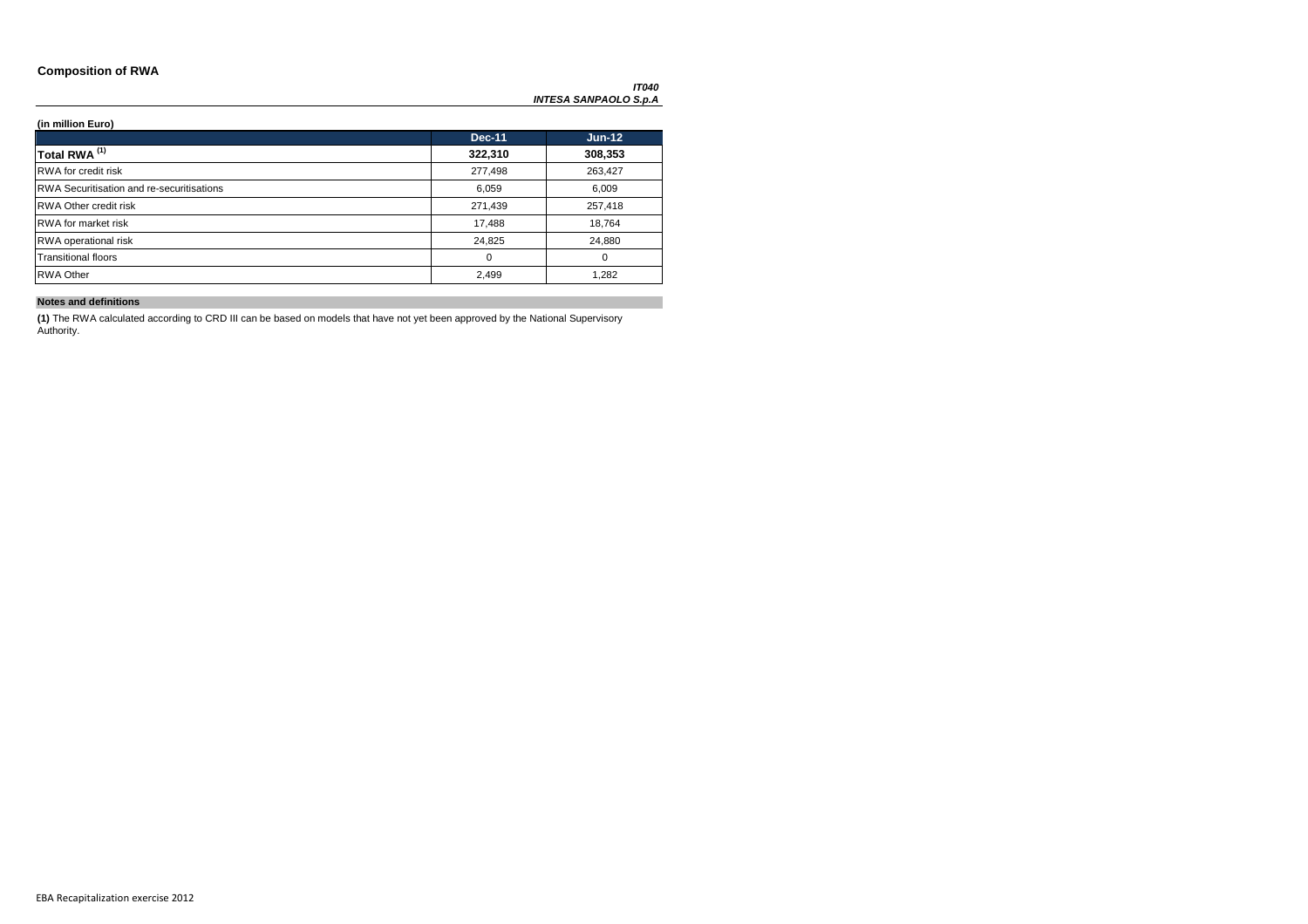## Composition of RWA

***IT040***
***INTESA SANPAOLO S.p.A***

**(in million Euro)**

| | Dec-11 | Jun-12 |
|---|---|---|
| **Total RWA [(1)]** | **322,310** | **308,353** |
| RWA for credit risk | 277,498 | 263,427 |
| RWA Securitisation and re-securitisations | 6,059 | 6,009 |
| RWA Other credit risk | 271,439 | 257,418 |
| RWA for market risk | 17,488 | 18,764 |
| RWA operational risk | 24,825 | 24,880 |
| Transitional floors | 0 | 0 |
| RWA Other | 2,499 | 1,282 |

**Notes and definitions**

**(1)** The RWA calculated according to CRD III can be based on models that have not yet been approved by the National Supervisory Authority.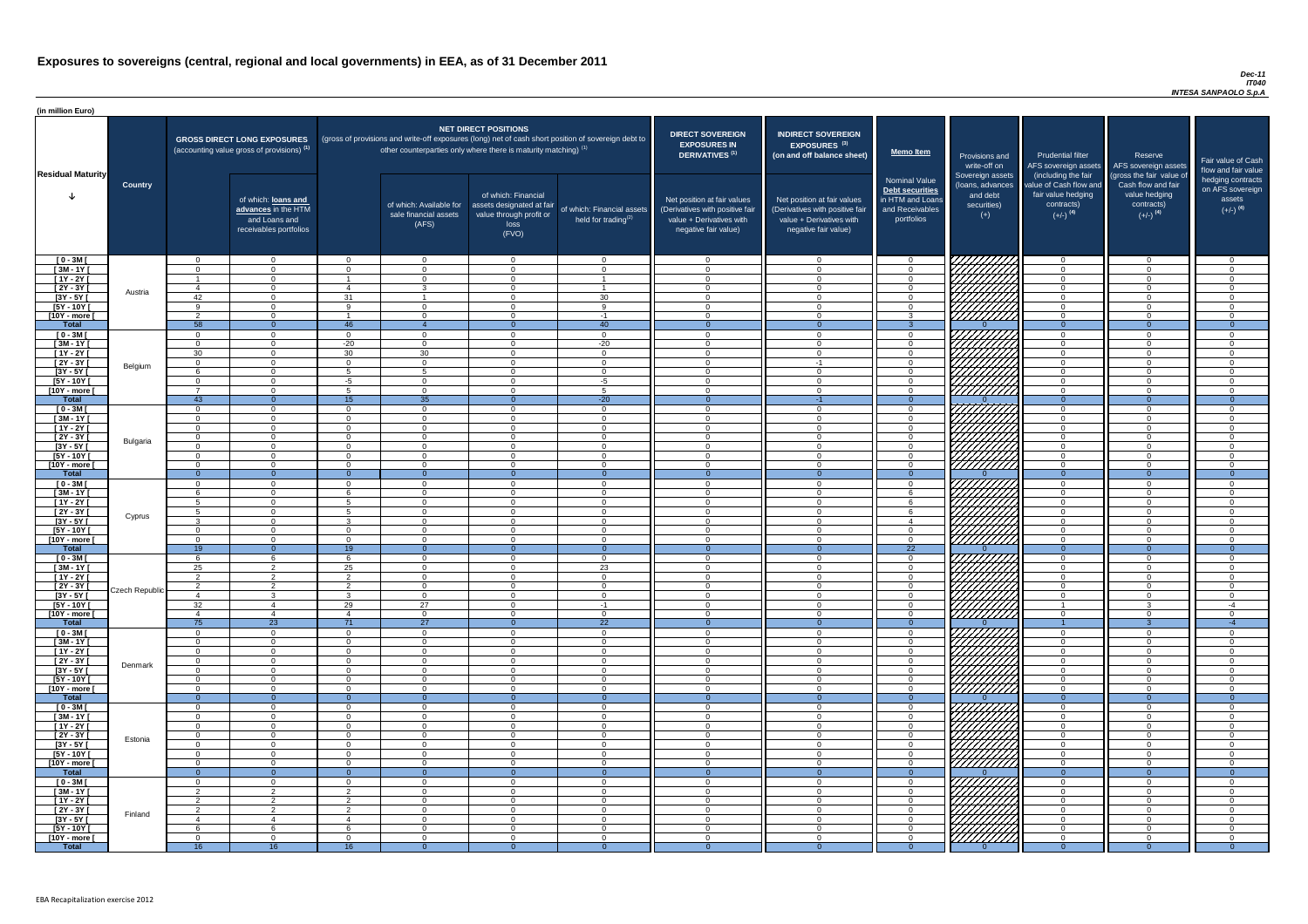# Exposures to sovereigns (central, regional and local governments) in EEA, as of 31 December 2011

*Dec-11*
*IT040*
*INTESA SANPAOLO S.p.A*

(in million Euro)

| Residual Maturity | Country | GROSS DIRECT LONG EXPOSURES (accounting value gross of provisions) (1) | of which: loans and advances in the HTM and Loans and receivables portfolios | NET DIRECT POSITIONS (gross of provisions and write-off exposures (long) net of cash short position of sovereign debt to other counterparties only where there is maturity matching) (1) | of which: Available for sale financial assets (AFS) | of which: Financial assets designated at fair value through profit or loss (FVO) | of which: Financial assets held for trading (2) | DIRECT SOVEREIGN EXPOSURES IN DERIVATIVES (1) Net position at fair values (Derivatives with positive fair value + Derivatives with negative fair value) | INDIRECT SOVEREIGN EXPOSURES (3) (on and off balance sheet) Net position at fair values (Derivatives with positive fair value + Derivatives with negative fair value) | Memo Item: Nominal Value Debt securities in HTM and Loans and Receivables portfolios | Provisions and write-off on Sovereign assets (loans, advances and debt securities) (+) | Prudential filter AFS sovereign assets (including the fair value of Cash flow and fair value hedging contracts) (+/-) (4) | Reserve AFS sovereign assets (gross the fair value of Cash flow and fair value hedging contracts) (+/-) (4) | Fair value of Cash flow and fair value hedging contracts on AFS sovereign assets (+/-) (4) |
|---|---|---|---|---|---|---|---|---|---|---|---|---|---|---|
| [ 0 - 3M [ | Austria | 0 | 0 | 0 | 0 | 0 | 0 | 0 | 0 | 0 | | 0 | 0 | 0 |
| [ 3M - 1Y [ | | 0 | 0 | 0 | 0 | 0 | 0 | 0 | 0 | 0 | | 0 | 0 | 0 |
| [ 1Y - 2Y [ | | 1 | 0 | 1 | 0 | 0 | 1 | 0 | 0 | 0 | | 0 | 0 | 0 |
| [ 2Y - 3Y [ | | 4 | 0 | 4 | 3 | 0 | 1 | 0 | 0 | 0 | | 0 | 0 | 0 |
| [3Y - 5Y [ | | 42 | 0 | 31 | 1 | 0 | 30 | 0 | 0 | 0 | | 0 | 0 | 0 |
| [5Y - 10Y [ | | 9 | 0 | 9 | 0 | 0 | 9 | 0 | 0 | 0 | | 0 | 0 | 0 |
| [10Y - more [ | | 2 | 0 | 1 | 0 | 0 | -1 | 0 | 0 | 3 | | 0 | 0 | 0 |
| **Total** | | 58 | 0 | 46 | 4 | 0 | 40 | 0 | 0 | 3 | 0 | 0 | 0 | 0 |
| [ 0 - 3M [ | Belgium | 0 | 0 | 0 | 0 | 0 | 0 | 0 | 0 | 0 | | 0 | 0 | 0 |
| [ 3M - 1Y [ | | 0 | 0 | -20 | 0 | 0 | -20 | 0 | 0 | 0 | | 0 | 0 | 0 |
| [ 1Y - 2Y [ | | 30 | 0 | 30 | 30 | 0 | 0 | 0 | 0 | 0 | | 0 | 0 | 0 |
| [ 2Y - 3Y [ | | 0 | 0 | 0 | 0 | 0 | 0 | 0 | -1 | 0 | | 0 | 0 | 0 |
| [3Y - 5Y [ | | 6 | 0 | 5 | 5 | 0 | 0 | 0 | 0 | 0 | | 0 | 0 | 0 |
| [5Y - 10Y [ | | 0 | 0 | -5 | 0 | 0 | -5 | 0 | 0 | 0 | | 0 | 0 | 0 |
| [10Y - more [ | | 7 | 0 | 5 | 0 | 0 | 5 | 0 | 0 | 0 | | 0 | 0 | 0 |
| **Total** | | 43 | 0 | 15 | 35 | 0 | -20 | 0 | -1 | 0 | 0 | 0 | 0 | 0 |
| [ 0 - 3M [ | Bulgaria | 0 | 0 | 0 | 0 | 0 | 0 | 0 | 0 | 0 | | 0 | 0 | 0 |
| [ 3M - 1Y [ | | 0 | 0 | 0 | 0 | 0 | 0 | 0 | 0 | 0 | | 0 | 0 | 0 |
| [ 1Y - 2Y [ | | 0 | 0 | 0 | 0 | 0 | 0 | 0 | 0 | 0 | | 0 | 0 | 0 |
| [ 2Y - 3Y [ | | 0 | 0 | 0 | 0 | 0 | 0 | 0 | 0 | 0 | | 0 | 0 | 0 |
| [3Y - 5Y [ | | 0 | 0 | 0 | 0 | 0 | 0 | 0 | 0 | 0 | | 0 | 0 | 0 |
| [5Y - 10Y [ | | 0 | 0 | 0 | 0 | 0 | 0 | 0 | 0 | 0 | | 0 | 0 | 0 |
| [10Y - more [ | | 0 | 0 | 0 | 0 | 0 | 0 | 0 | 0 | 0 | | 0 | 0 | 0 |
| **Total** | | 0 | 0 | 0 | 0 | 0 | 0 | 0 | 0 | 0 | 0 | 0 | 0 | 0 |
| [ 0 - 3M [ | Cyprus | 0 | 0 | 0 | 0 | 0 | 0 | 0 | 0 | 0 | | 0 | 0 | 0 |
| [ 3M - 1Y [ | | 6 | 0 | 6 | 0 | 0 | 0 | 0 | 0 | 6 | | 0 | 0 | 0 |
| [ 1Y - 2Y [ | | 5 | 0 | 5 | 0 | 0 | 0 | 0 | 0 | 6 | | 0 | 0 | 0 |
| [ 2Y - 3Y [ | | 5 | 0 | 5 | 0 | 0 | 0 | 0 | 0 | 6 | | 0 | 0 | 0 |
| [3Y - 5Y [ | | 3 | 0 | 3 | 0 | 0 | 0 | 0 | 0 | 4 | | 0 | 0 | 0 |
| [5Y - 10Y [ | | 0 | 0 | 0 | 0 | 0 | 0 | 0 | 0 | 0 | | 0 | 0 | 0 |
| [10Y - more [ | | 0 | 0 | 0 | 0 | 0 | 0 | 0 | 0 | 0 | | 0 | 0 | 0 |
| **Total** | | 19 | 0 | 19 | 0 | 0 | 0 | 0 | 0 | 22 | 0 | 0 | 0 | 0 |
| [ 0 - 3M [ | Czech Republic | 6 | 6 | 6 | 0 | 0 | 0 | 0 | 0 | 0 | | 0 | 0 | 0 |
| [ 3M - 1Y [ | | 25 | 2 | 25 | 0 | 0 | 23 | 0 | 0 | 0 | | 0 | 0 | 0 |
| [ 1Y - 2Y [ | | 2 | 2 | 2 | 0 | 0 | 0 | 0 | 0 | 0 | | 0 | 0 | 0 |
| [ 2Y - 3Y [ | | 2 | 2 | 2 | 0 | 0 | 0 | 0 | 0 | 0 | | 0 | 0 | 0 |
| [3Y - 5Y [ | | 4 | 3 | 3 | 0 | 0 | 0 | 0 | 0 | 0 | | 0 | 0 | 0 |
| [5Y - 10Y [ | | 32 | 4 | 29 | 27 | 0 | -1 | 0 | 0 | 0 | | 1 | 3 | -4 |
| [10Y - more [ | | 4 | 4 | 4 | 0 | 0 | 0 | 0 | 0 | 0 | | 0 | 0 | 0 |
| **Total** | | 75 | 23 | 71 | 27 | 0 | 22 | 0 | 0 | 0 | 0 | 1 | 3 | -4 |
| [ 0 - 3M [ | Denmark | 0 | 0 | 0 | 0 | 0 | 0 | 0 | 0 | 0 | | 0 | 0 | 0 |
| [ 3M - 1Y [ | | 0 | 0 | 0 | 0 | 0 | 0 | 0 | 0 | 0 | | 0 | 0 | 0 |
| [ 1Y - 2Y [ | | 0 | 0 | 0 | 0 | 0 | 0 | 0 | 0 | 0 | | 0 | 0 | 0 |
| [ 2Y - 3Y [ | | 0 | 0 | 0 | 0 | 0 | 0 | 0 | 0 | 0 | | 0 | 0 | 0 |
| [3Y - 5Y [ | | 0 | 0 | 0 | 0 | 0 | 0 | 0 | 0 | 0 | | 0 | 0 | 0 |
| [5Y - 10Y [ | | 0 | 0 | 0 | 0 | 0 | 0 | 0 | 0 | 0 | | 0 | 0 | 0 |
| [10Y - more [ | | 0 | 0 | 0 | 0 | 0 | 0 | 0 | 0 | 0 | | 0 | 0 | 0 |
| **Total** | | 0 | 0 | 0 | 0 | 0 | 0 | 0 | 0 | 0 | 0 | 0 | 0 | 0 |
| [ 0 - 3M [ | Estonia | 0 | 0 | 0 | 0 | 0 | 0 | 0 | 0 | 0 | | 0 | 0 | 0 |
| [ 3M - 1Y [ | | 0 | 0 | 0 | 0 | 0 | 0 | 0 | 0 | 0 | | 0 | 0 | 0 |
| [ 1Y - 2Y [ | | 0 | 0 | 0 | 0 | 0 | 0 | 0 | 0 | 0 | | 0 | 0 | 0 |
| [ 2Y - 3Y [ | | 0 | 0 | 0 | 0 | 0 | 0 | 0 | 0 | 0 | | 0 | 0 | 0 |
| [3Y - 5Y [ | | 0 | 0 | 0 | 0 | 0 | 0 | 0 | 0 | 0 | | 0 | 0 | 0 |
| [5Y - 10Y [ | | 0 | 0 | 0 | 0 | 0 | 0 | 0 | 0 | 0 | | 0 | 0 | 0 |
| [10Y - more [ | | 0 | 0 | 0 | 0 | 0 | 0 | 0 | 0 | 0 | | 0 | 0 | 0 |
| **Total** | | 0 | 0 | 0 | 0 | 0 | 0 | 0 | 0 | 0 | 0 | 0 | 0 | 0 |
| [ 0 - 3M [ | Finland | 0 | 0 | 0 | 0 | 0 | 0 | 0 | 0 | 0 | | 0 | 0 | 0 |
| [ 3M - 1Y [ | | 2 | 2 | 2 | 0 | 0 | 0 | 0 | 0 | 0 | | 0 | 0 | 0 |
| [ 1Y - 2Y [ | | 2 | 2 | 2 | 0 | 0 | 0 | 0 | 0 | 0 | | 0 | 0 | 0 |
| [ 2Y - 3Y [ | | 2 | 2 | 2 | 0 | 0 | 0 | 0 | 0 | 0 | | 0 | 0 | 0 |
| [3Y - 5Y [ | | 4 | 4 | 4 | 0 | 0 | 0 | 0 | 0 | 0 | | 0 | 0 | 0 |
| [5Y - 10Y [ | | 6 | 6 | 6 | 0 | 0 | 0 | 0 | 0 | 0 | | 0 | 0 | 0 |
| [10Y - more [ | | 0 | 0 | 0 | 0 | 0 | 0 | 0 | 0 | 0 | | 0 | 0 | 0 |
| **Total** | | 16 | 16 | 16 | 0 | 0 | 0 | 0 | 0 | 0 | 0 | 0 | 0 | 0 |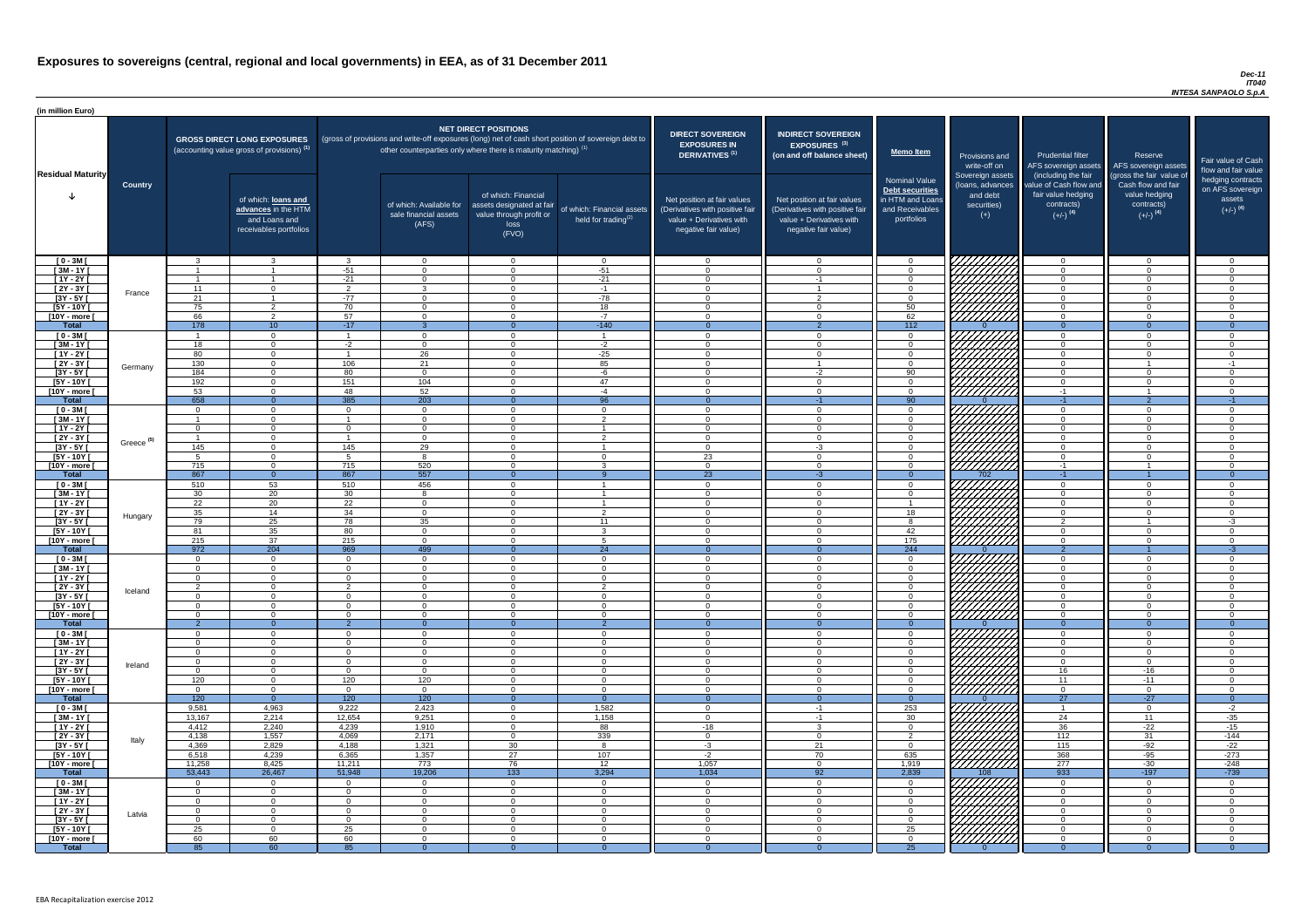# Exposures to sovereigns (central, regional and local governments) in EEA, as of 31 December 2011

*Dec-11*
*IT040*
*INTESA SANPAOLO S.p.A*

(in million Euro)

| Residual Maturity | Country | GROSS DIRECT LONG EXPOSURES (accounting value gross of provisions) (1) | of which: loans and advances in the HTM and Loans and receivables portfolios | NET DIRECT POSITIONS (gross of provisions and write-off exposures (long) net of cash short position of sovereign debt to other counterparties only where there is maturity matching) (1) | of which: Available for sale financial assets (AFS) | of which: Financial assets designated at fair value through profit or loss (FVO) | of which: Financial assets held for trading (2) | DIRECT SOVEREIGN EXPOSURES IN DERIVATIVES (1) Net position at fair values (Derivatives with positive fair value + Derivatives with negative fair value) | INDIRECT SOVEREIGN EXPOSURES (3) (on and off balance sheet) Net position at fair values (Derivatives with positive fair value + Derivatives with negative fair value) | Memo Item Nominal Value Debt securities in HTM and Loans and Receivables portfolios | Provisions and write-off on Sovereign assets (loans, advances and debt securities) (+) | Prudential filter AFS sovereign assets (including the fair value of Cash flow and fair value hedging contracts) (+/-) (4) | Reserve AFS sovereign assets (gross the fair value of Cash flow and fair value hedging contracts) (+/-) (4) | Fair value of Cash flow and fair value hedging contracts on AFS sovereign assets (+/-) (4) |
|---|---|---|---|---|---|---|---|---|---|---|---|---|---|---|
| [ 0 - 3M [ | France | 3 | 3 | 3 | 0 | 0 | 0 | 0 | 0 | 0 | | 0 | 0 | 0 |
| [ 3M - 1Y [ | | 1 | 1 | -51 | 0 | 0 | -51 | 0 | 0 | 0 | | 0 | 0 | 0 |
| [ 1Y - 2Y [ | | 1 | 1 | -21 | 0 | 0 | -21 | 0 | -1 | 0 | | 0 | 0 | 0 |
| [ 2Y - 3Y [ | | 11 | 0 | 2 | 3 | 0 | -1 | 0 | 1 | 0 | | 0 | 0 | 0 |
| [3Y - 5Y [ | | 21 | 1 | -77 | 0 | 0 | -78 | 0 | 2 | 0 | | 0 | 0 | 0 |
| [5Y - 10Y [ | | 75 | 2 | 70 | 0 | 0 | 18 | 0 | 0 | 50 | | 0 | 0 | 0 |
| [10Y - more [ | | 66 | 2 | 57 | 0 | 0 | -7 | 0 | 0 | 62 | | 0 | 0 | 0 |
| **Total** | | 178 | 10 | -17 | 3 | 0 | -140 | 0 | 2 | 112 | 0 | 0 | 0 | 0 |
| [ 0 - 3M [ | Germany | 1 | 0 | 1 | 0 | 0 | 1 | 0 | 0 | 0 | | 0 | 0 | 0 |
| [ 3M - 1Y [ | | 18 | 0 | -2 | 0 | 0 | -2 | 0 | 0 | 0 | | 0 | 0 | 0 |
| [ 1Y - 2Y [ | | 80 | 0 | 1 | 26 | 0 | -25 | 0 | 0 | 0 | | 0 | 0 | 0 |
| [ 2Y - 3Y [ | | 130 | 0 | 106 | 21 | 0 | 85 | 0 | 1 | 0 | | 0 | 1 | -1 |
| [3Y - 5Y [ | | 184 | 0 | 80 | 0 | 0 | -6 | 0 | -2 | 90 | | 0 | 0 | 0 |
| [5Y - 10Y [ | | 192 | 0 | 151 | 104 | 0 | 47 | 0 | 0 | 0 | | 0 | 0 | 0 |
| [10Y - more [ | | 53 | 0 | 48 | 52 | 0 | -4 | 0 | 0 | 0 | | -1 | 1 | 0 |
| **Total** | | 658 | 0 | 385 | 203 | 0 | 96 | 0 | -1 | 90 | 0 | -1 | 2 | -1 |
| [ 0 - 3M [ | Greece (5) | 0 | 0 | 0 | 0 | 0 | 0 | 0 | 0 | 0 | | 0 | 0 | 0 |
| [ 3M - 1Y [ | | 1 | 0 | 1 | 0 | 0 | 2 | 0 | 0 | 0 | | 0 | 0 | 0 |
| [ 1Y - 2Y [ | | 0 | 0 | 0 | 0 | 0 | 1 | 0 | 0 | 0 | | 0 | 0 | 0 |
| [ 2Y - 3Y [ | | 1 | 0 | 1 | 0 | 0 | 2 | 0 | 0 | 0 | | 0 | 0 | 0 |
| [3Y - 5Y [ | | 145 | 0 | 145 | 29 | 0 | 1 | 0 | -3 | 0 | | 0 | 0 | 0 |
| [5Y - 10Y [ | | 5 | 0 | 5 | 8 | 0 | 0 | 23 | 0 | 0 | | 0 | 0 | 0 |
| [10Y - more [ | | 715 | 0 | 715 | 520 | 0 | 3 | 0 | 0 | 0 | | -1 | 1 | 0 |
| **Total** | | 867 | 0 | 867 | 557 | 0 | 9 | 23 | -3 | 0 | 702 | -1 | 1 | 0 |
| [ 0 - 3M [ | Hungary | 510 | 53 | 510 | 456 | 0 | 1 | 0 | 0 | 0 | | 0 | 0 | 0 |
| [ 3M - 1Y [ | | 30 | 20 | 30 | 8 | 0 | 1 | 0 | 0 | 0 | | 0 | 0 | 0 |
| [ 1Y - 2Y [ | | 22 | 20 | 22 | 0 | 0 | 1 | 0 | 0 | 1 | | 0 | 0 | 0 |
| [ 2Y - 3Y [ | | 35 | 14 | 34 | 0 | 0 | 2 | 0 | 0 | 18 | | 0 | 0 | 0 |
| [3Y - 5Y [ | | 79 | 25 | 78 | 35 | 0 | 11 | 0 | 0 | 8 | | 2 | 1 | -3 |
| [5Y - 10Y [ | | 81 | 35 | 80 | 0 | 0 | 3 | 0 | 0 | 42 | | 0 | 0 | 0 |
| [10Y - more [ | | 215 | 37 | 215 | 0 | 0 | 5 | 0 | 0 | 175 | | 0 | 0 | 0 |
| **Total** | | 972 | 204 | 969 | 499 | 0 | 24 | 0 | 0 | 244 | 0 | 2 | 1 | -3 |
| [ 0 - 3M [ | Iceland | 0 | 0 | 0 | 0 | 0 | 0 | 0 | 0 | 0 | | 0 | 0 | 0 |
| [ 3M - 1Y [ | | 0 | 0 | 0 | 0 | 0 | 0 | 0 | 0 | 0 | | 0 | 0 | 0 |
| [ 1Y - 2Y [ | | 0 | 0 | 0 | 0 | 0 | 0 | 0 | 0 | 0 | | 0 | 0 | 0 |
| [ 2Y - 3Y [ | | 2 | 0 | 2 | 0 | 0 | 2 | 0 | 0 | 0 | | 0 | 0 | 0 |
| [3Y - 5Y [ | | 0 | 0 | 0 | 0 | 0 | 0 | 0 | 0 | 0 | | 0 | 0 | 0 |
| [5Y - 10Y [ | | 0 | 0 | 0 | 0 | 0 | 0 | 0 | 0 | 0 | | 0 | 0 | 0 |
| [10Y - more [ | | 0 | 0 | 0 | 0 | 0 | 0 | 0 | 0 | 0 | | 0 | 0 | 0 |
| **Total** | | 2 | 0 | 2 | 0 | 0 | 2 | 0 | 0 | 0 | 0 | 0 | 0 | 0 |
| [ 0 - 3M [ | Ireland | 0 | 0 | 0 | 0 | 0 | 0 | 0 | 0 | 0 | | 0 | 0 | 0 |
| [ 3M - 1Y [ | | 0 | 0 | 0 | 0 | 0 | 0 | 0 | 0 | 0 | | 0 | 0 | 0 |
| [ 1Y - 2Y [ | | 0 | 0 | 0 | 0 | 0 | 0 | 0 | 0 | 0 | | 0 | 0 | 0 |
| [ 2Y - 3Y [ | | 0 | 0 | 0 | 0 | 0 | 0 | 0 | 0 | 0 | | 0 | 0 | 0 |
| [3Y - 5Y [ | | 0 | 0 | 0 | 0 | 0 | 0 | 0 | 0 | 0 | | 16 | -16 | 0 |
| [5Y - 10Y [ | | 120 | 0 | 120 | 120 | 0 | 0 | 0 | 0 | 0 | | 11 | -11 | 0 |
| [10Y - more [ | | 0 | 0 | 0 | 0 | 0 | 0 | 0 | 0 | 0 | | 0 | 0 | 0 |
| **Total** | | 120 | 0 | 120 | 120 | 0 | 0 | 0 | 0 | 0 | 0 | 27 | -27 | 0 |
| [ 0 - 3M [ | Italy | 9,581 | 4,963 | 9,222 | 2,423 | 0 | 1,582 | 0 | -1 | 253 | | 1 | 0 | -2 |
| [ 3M - 1Y [ | | 13,167 | 2,214 | 12,654 | 9,251 | 0 | 1,158 | 0 | -1 | 30 | | 24 | 11 | -35 |
| [ 1Y - 2Y [ | | 4,412 | 2,240 | 4,239 | 1,910 | 0 | 88 | -18 | 3 | 0 | | 36 | -22 | -15 |
| [ 2Y - 3Y [ | | 4,138 | 1,557 | 4,069 | 2,171 | 0 | 339 | 0 | 0 | 2 | | 112 | 31 | -144 |
| [3Y - 5Y [ | | 4,369 | 2,829 | 4,188 | 1,321 | 30 | 8 | -3 | 21 | 0 | | 115 | -92 | -22 |
| [5Y - 10Y [ | | 6,518 | 4,239 | 6,365 | 1,357 | 27 | 107 | -2 | 70 | 635 | | 368 | -95 | -273 |
| [10Y - more [ | | 11,258 | 8,425 | 11,211 | 773 | 76 | 12 | 1,057 | 0 | 1,919 | | 277 | -30 | -248 |
| **Total** | | 53,443 | 26,467 | 51,948 | 19,206 | 133 | 3,294 | 1,034 | 92 | 2,839 | 108 | 933 | -197 | -739 |
| [ 0 - 3M [ | Latvia | 0 | 0 | 0 | 0 | 0 | 0 | 0 | 0 | 0 | | 0 | 0 | 0 |
| [ 3M - 1Y [ | | 0 | 0 | 0 | 0 | 0 | 0 | 0 | 0 | 0 | | 0 | 0 | 0 |
| [ 1Y - 2Y [ | | 0 | 0 | 0 | 0 | 0 | 0 | 0 | 0 | 0 | | 0 | 0 | 0 |
| [ 2Y - 3Y [ | | 0 | 0 | 0 | 0 | 0 | 0 | 0 | 0 | 0 | | 0 | 0 | 0 |
| [3Y - 5Y [ | | 0 | 0 | 0 | 0 | 0 | 0 | 0 | 0 | 0 | | 0 | 0 | 0 |
| [5Y - 10Y [ | | 25 | 0 | 25 | 0 | 0 | 0 | 0 | 0 | 25 | | 0 | 0 | 0 |
| [10Y - more [ | | 60 | 60 | 60 | 0 | 0 | 0 | 0 | 0 | 0 | | 0 | 0 | 0 |
| **Total** | | 85 | 60 | 85 | 0 | 0 | 0 | 0 | 0 | 25 | 0 | 0 | 0 | 0 |

EBA Recapitalization exercise 2012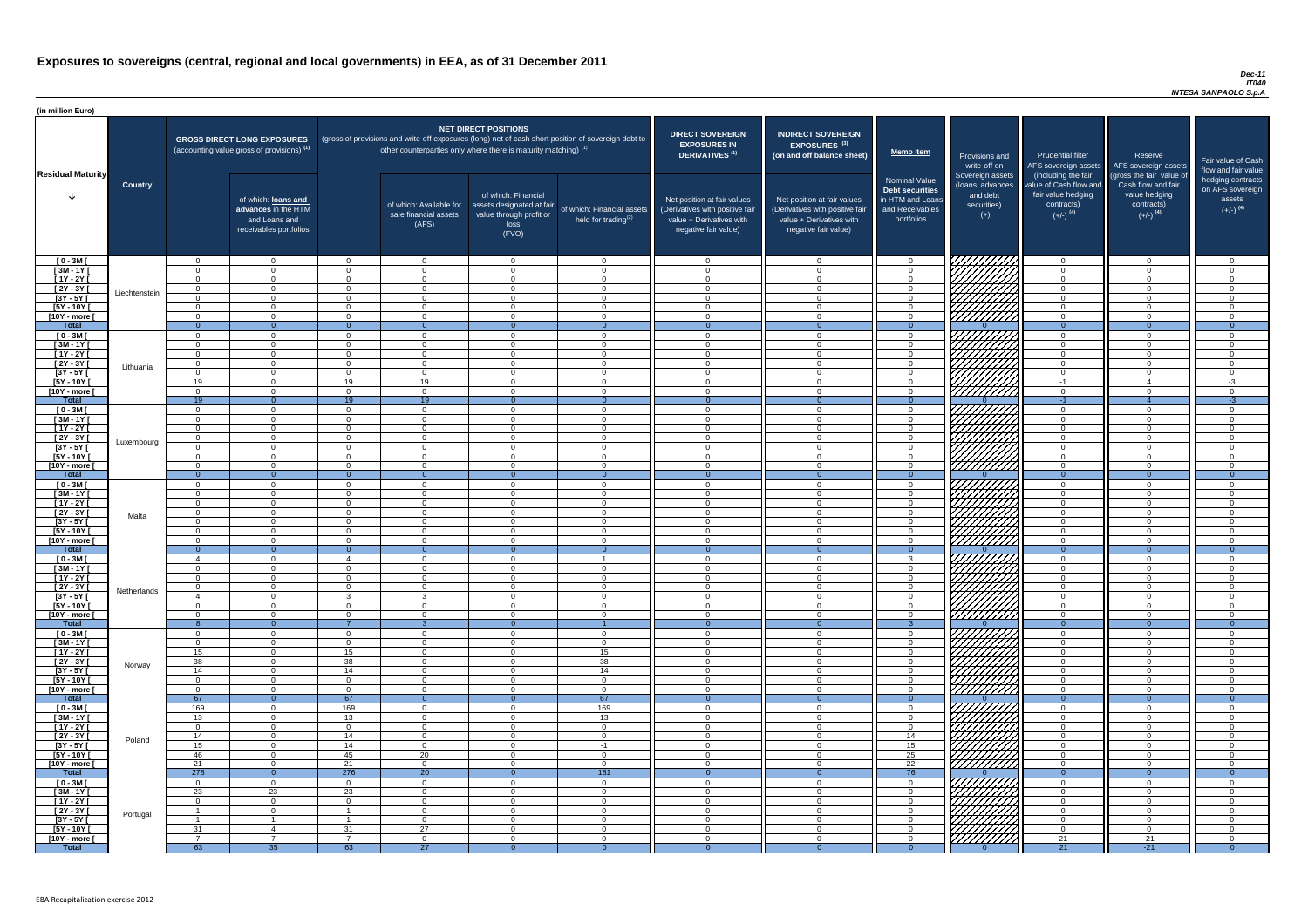# Exposures to sovereigns (central, regional and local governments) in EEA, as of 31 December 2011

*Dec-11*
*IT040*
*INTESA SANPAOLO S.p.A*

(in million Euro)

| Residual Maturity | Country | GROSS DIRECT LONG EXPOSURES (accounting value gross of provisions) (1) | of which: loans and advances in the HTM and Loans and receivables portfolios | NET DIRECT POSITIONS (gross of provisions and write-off exposures (long) net of cash short position of sovereign debt to other counterparties only where there is maturity matching) (1) | of which: Available for sale financial assets (AFS) | of which: Financial assets designated at fair value through profit or loss (FVO) | of which: Financial assets held for trading(2) | DIRECT SOVEREIGN EXPOSURES IN DERIVATIVES (1) Net position at fair values (Derivatives with positive fair value + Derivatives with negative fair value) | INDIRECT SOVEREIGN EXPOSURES (3) (on and off balance sheet) Net position at fair values (Derivatives with positive fair value + Derivatives with negative fair value) | Memo Item: Nominal Value Debt securities in HTM and Loans and Receivables portfolios | Provisions and write-off on Sovereign assets (loans, advances and debt securities) (+) | Prudential filter AFS sovereign assets (including the fair value of Cash flow and fair value hedging contracts) (+/-) (4) | Reserve AFS sovereign assets (gross the fair value of Cash flow and fair value hedging contracts) (+/-) (4) | Fair value of Cash flow and fair value hedging contracts on AFS sovereign assets (+/-) (4) |
|---|---|---|---|---|---|---|---|---|---|---|---|---|---|---|
| [ 0 - 3M [ | Liechtenstein | 0 | 0 | 0 | 0 | 0 | 0 | 0 | 0 | 0 | | 0 | 0 | 0 |
| [ 3M - 1Y [ | | 0 | 0 | 0 | 0 | 0 | 0 | 0 | 0 | 0 | | 0 | 0 | 0 |
| [ 1Y - 2Y [ | | 0 | 0 | 0 | 0 | 0 | 0 | 0 | 0 | 0 | | 0 | 0 | 0 |
| [ 2Y - 3Y [ | | 0 | 0 | 0 | 0 | 0 | 0 | 0 | 0 | 0 | | 0 | 0 | 0 |
| [3Y - 5Y [ | | 0 | 0 | 0 | 0 | 0 | 0 | 0 | 0 | 0 | | 0 | 0 | 0 |
| [5Y - 10Y [ | | 0 | 0 | 0 | 0 | 0 | 0 | 0 | 0 | 0 | | 0 | 0 | 0 |
| [10Y - more [ | | 0 | 0 | 0 | 0 | 0 | 0 | 0 | 0 | 0 | | 0 | 0 | 0 |
| **Total** | | 0 | 0 | 0 | 0 | 0 | 0 | 0 | 0 | 0 | 0 | 0 | 0 | 0 |
| [ 0 - 3M [ | Lithuania | 0 | 0 | 0 | 0 | 0 | 0 | 0 | 0 | 0 | | 0 | 0 | 0 |
| [ 3M - 1Y [ | | 0 | 0 | 0 | 0 | 0 | 0 | 0 | 0 | 0 | | 0 | 0 | 0 |
| [ 1Y - 2Y [ | | 0 | 0 | 0 | 0 | 0 | 0 | 0 | 0 | 0 | | 0 | 0 | 0 |
| [ 2Y - 3Y [ | | 0 | 0 | 0 | 0 | 0 | 0 | 0 | 0 | 0 | | 0 | 0 | 0 |
| [3Y - 5Y [ | | 0 | 0 | 0 | 0 | 0 | 0 | 0 | 0 | 0 | | 0 | 0 | 0 |
| [5Y - 10Y [ | | 19 | 0 | 19 | 19 | 0 | 0 | 0 | 0 | 0 | | -1 | 4 | -3 |
| [10Y - more [ | | 0 | 0 | 0 | 0 | 0 | 0 | 0 | 0 | 0 | | 0 | 0 | 0 |
| **Total** | | 19 | 0 | 19 | 19 | 0 | 0 | 0 | 0 | 0 | 0 | -1 | 4 | -3 |
| [ 0 - 3M [ | Luxembourg | 0 | 0 | 0 | 0 | 0 | 0 | 0 | 0 | 0 | | 0 | 0 | 0 |
| [ 3M - 1Y [ | | 0 | 0 | 0 | 0 | 0 | 0 | 0 | 0 | 0 | | 0 | 0 | 0 |
| [ 1Y - 2Y [ | | 0 | 0 | 0 | 0 | 0 | 0 | 0 | 0 | 0 | | 0 | 0 | 0 |
| [ 2Y - 3Y [ | | 0 | 0 | 0 | 0 | 0 | 0 | 0 | 0 | 0 | | 0 | 0 | 0 |
| [3Y - 5Y [ | | 0 | 0 | 0 | 0 | 0 | 0 | 0 | 0 | 0 | | 0 | 0 | 0 |
| [5Y - 10Y [ | | 0 | 0 | 0 | 0 | 0 | 0 | 0 | 0 | 0 | | 0 | 0 | 0 |
| [10Y - more [ | | 0 | 0 | 0 | 0 | 0 | 0 | 0 | 0 | 0 | | 0 | 0 | 0 |
| **Total** | | 0 | 0 | 0 | 0 | 0 | 0 | 0 | 0 | 0 | 0 | 0 | 0 | 0 |
| [ 0 - 3M [ | Malta | 0 | 0 | 0 | 0 | 0 | 0 | 0 | 0 | 0 | | 0 | 0 | 0 |
| [ 3M - 1Y [ | | 0 | 0 | 0 | 0 | 0 | 0 | 0 | 0 | 0 | | 0 | 0 | 0 |
| [ 1Y - 2Y [ | | 0 | 0 | 0 | 0 | 0 | 0 | 0 | 0 | 0 | | 0 | 0 | 0 |
| [ 2Y - 3Y [ | | 0 | 0 | 0 | 0 | 0 | 0 | 0 | 0 | 0 | | 0 | 0 | 0 |
| [3Y - 5Y [ | | 0 | 0 | 0 | 0 | 0 | 0 | 0 | 0 | 0 | | 0 | 0 | 0 |
| [5Y - 10Y [ | | 0 | 0 | 0 | 0 | 0 | 0 | 0 | 0 | 0 | | 0 | 0 | 0 |
| [10Y - more [ | | 0 | 0 | 0 | 0 | 0 | 0 | 0 | 0 | 0 | | 0 | 0 | 0 |
| **Total** | | 0 | 0 | 0 | 0 | 0 | 0 | 0 | 0 | 0 | 0 | 0 | 0 | 0 |
| [ 0 - 3M [ | Netherlands | 4 | 0 | 4 | 0 | 0 | 1 | 0 | 0 | 3 | | 0 | 0 | 0 |
| [ 3M - 1Y [ | | 0 | 0 | 0 | 0 | 0 | 0 | 0 | 0 | 0 | | 0 | 0 | 0 |
| [ 1Y - 2Y [ | | 0 | 0 | 0 | 0 | 0 | 0 | 0 | 0 | 0 | | 0 | 0 | 0 |
| [ 2Y - 3Y [ | | 0 | 0 | 0 | 0 | 0 | 0 | 0 | 0 | 0 | | 0 | 0 | 0 |
| [3Y - 5Y [ | | 4 | 0 | 3 | 3 | 0 | 0 | 0 | 0 | 0 | | 0 | 0 | 0 |
| [5Y - 10Y [ | | 0 | 0 | 0 | 0 | 0 | 0 | 0 | 0 | 0 | | 0 | 0 | 0 |
| [10Y - more [ | | 0 | 0 | 0 | 0 | 0 | 0 | 0 | 0 | 0 | | 0 | 0 | 0 |
| **Total** | | 8 | 0 | 7 | 3 | 0 | 1 | 0 | 0 | 3 | 0 | 0 | 0 | 0 |
| [ 0 - 3M [ | Norway | 0 | 0 | 0 | 0 | 0 | 0 | 0 | 0 | 0 | | 0 | 0 | 0 |
| [ 3M - 1Y [ | | 0 | 0 | 0 | 0 | 0 | 0 | 0 | 0 | 0 | | 0 | 0 | 0 |
| [ 1Y - 2Y [ | | 15 | 0 | 15 | 0 | 0 | 15 | 0 | 0 | 0 | | 0 | 0 | 0 |
| [ 2Y - 3Y [ | | 38 | 0 | 38 | 0 | 0 | 38 | 0 | 0 | 0 | | 0 | 0 | 0 |
| [3Y - 5Y [ | | 14 | 0 | 14 | 0 | 0 | 14 | 0 | 0 | 0 | | 0 | 0 | 0 |
| [5Y - 10Y [ | | 0 | 0 | 0 | 0 | 0 | 0 | 0 | 0 | 0 | | 0 | 0 | 0 |
| [10Y - more [ | | 0 | 0 | 0 | 0 | 0 | 0 | 0 | 0 | 0 | | 0 | 0 | 0 |
| **Total** | | 67 | 0 | 67 | 0 | 0 | 67 | 0 | 0 | 0 | 0 | 0 | 0 | 0 |
| [ 0 - 3M [ | Poland | 169 | 0 | 169 | 0 | 0 | 169 | 0 | 0 | 0 | | 0 | 0 | 0 |
| [ 3M - 1Y [ | | 13 | 0 | 13 | 0 | 0 | 13 | 0 | 0 | 0 | | 0 | 0 | 0 |
| [ 1Y - 2Y [ | | 0 | 0 | 0 | 0 | 0 | 0 | 0 | 0 | 0 | | 0 | 0 | 0 |
| [ 2Y - 3Y [ | | 14 | 0 | 14 | 0 | 0 | 0 | 0 | 0 | 14 | | 0 | 0 | 0 |
| [3Y - 5Y [ | | 15 | 0 | 14 | 0 | 0 | -1 | 0 | 0 | 15 | | 0 | 0 | 0 |
| [5Y - 10Y [ | | 46 | 0 | 45 | 20 | 0 | 0 | 0 | 0 | 25 | | 0 | 0 | 0 |
| [10Y - more [ | | 21 | 0 | 21 | 0 | 0 | 0 | 0 | 0 | 22 | | 0 | 0 | 0 |
| **Total** | | 278 | 0 | 276 | 20 | 0 | 181 | 0 | 0 | 76 | 0 | 0 | 0 | 0 |
| [ 0 - 3M [ | Portugal | 0 | 0 | 0 | 0 | 0 | 0 | 0 | 0 | 0 | | 0 | 0 | 0 |
| [ 3M - 1Y [ | | 23 | 23 | 23 | 0 | 0 | 0 | 0 | 0 | 0 | | 0 | 0 | 0 |
| [ 1Y - 2Y [ | | 0 | 0 | 0 | 0 | 0 | 0 | 0 | 0 | 0 | | 0 | 0 | 0 |
| [ 2Y - 3Y [ | | 1 | 0 | 1 | 0 | 0 | 0 | 0 | 0 | 0 | | 0 | 0 | 0 |
| [3Y - 5Y [ | | 1 | 1 | 1 | 0 | 0 | 0 | 0 | 0 | 0 | | 0 | 0 | 0 |
| [5Y - 10Y [ | | 31 | 4 | 31 | 27 | 0 | 0 | 0 | 0 | 0 | | 0 | 0 | 0 |
| [10Y - more [ | | 7 | 7 | 7 | 0 | 0 | 0 | 0 | 0 | 0 | | 21 | -21 | 0 |
| **Total** | | 63 | 35 | 63 | 27 | 0 | 0 | 0 | 0 | 0 | 0 | 21 | -21 | 0 |

EBA Recapitalization exercise 2012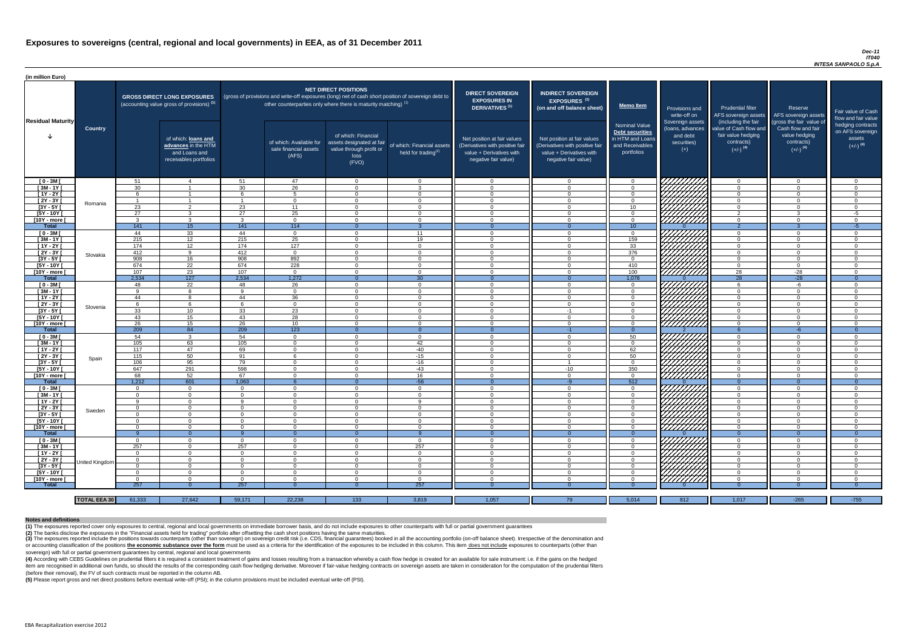# Exposures to sovereigns (central, regional and local governments) in EEA, as of 31 December 2011

*Dec-11*
*IT040*
*INTESA SANPAOLO S.p.A*

(in million Euro)

| Residual Maturity | Country | GROSS DIRECT LONG EXPOSURES (accounting value gross of provisions) (1) | of which: loans and advances in the HTM and Loans and receivables portfolios | NET DIRECT POSITIONS (gross of provisions and write-off exposures (long) net of cash short position of sovereign debt to other counterparties only where there is maturity matching) (1) | of which: Available for sale financial assets (AFS) | of which: Financial assets designated at fair value through profit or loss (FVO) | of which: Financial assets held for trading(2) | DIRECT SOVEREIGN EXPOSURES IN DERIVATIVES (1) Net position at fair values (Derivatives with positive fair value + Derivatives with negative fair value) | INDIRECT SOVEREIGN EXPOSURES (3) (on and off balance sheet) Net position at fair values (Derivatives with positive fair value + Derivatives with negative fair value) | Memo Item Nominal Value Debt securities in HTM and Loans and Receivables portfolios | Provisions and write-off on Sovereign assets (loans, advances and debt securities) (+) | Prudential filter AFS sovereign assets (including the fair value of Cash flow and fair value hedging contracts) (+/-) (4) | Reserve AFS sovereign assets (gross the fair value of Cash flow and fair value hedging contracts) (+/-) (4) | Fair value of Cash flow and fair value hedging contracts on AFS sovereign assets (+/-) (4) |
|---|---|---|---|---|---|---|---|---|---|---|---|---|---|---|
| [ 0 - 3M [ | Romania | 51 | 4 | 51 | 47 | 0 | 0 | 0 | 0 | 0 | | 0 | 0 | 0 |
| [ 3M - 1Y [ | | 30 | 1 | 30 | 26 | 0 | 3 | 0 | 0 | 0 | | 0 | 0 | 0 |
| [ 1Y - 2Y [ | | 6 | 1 | 6 | 5 | 0 | 0 | 0 | 0 | 0 | | 0 | 0 | 0 |
| [ 2Y - 3Y [ | | 1 | 1 | 1 | 0 | 0 | 0 | 0 | 0 | 0 | | 0 | 0 | 0 |
| [3Y - 5Y [ | | 23 | 2 | 23 | 11 | 0 | 0 | 0 | 0 | 10 | | 0 | 0 | 0 |
| [5Y - 10Y [ | | 27 | 3 | 27 | 25 | 0 | 0 | 0 | 0 | 0 | | 2 | 3 | -5 |
| [10Y - more [ | | 3 | 3 | 3 | 0 | 0 | 0 | 0 | 0 | 0 | | 0 | 0 | 0 |
| **Total** | | 141 | 15 | 141 | 114 | 0 | 3 | 0 | 0 | 10 | 0 | 2 | 3 | -5 |
| [ 0 - 3M [ | Slovakia | 44 | 33 | 44 | 0 | 0 | 11 | 0 | 0 | 0 | | 0 | 0 | 0 |
| [ 3M - 1Y [ | | 215 | 12 | 215 | 25 | 0 | 19 | 0 | 0 | 159 | | 0 | 0 | 0 |
| [ 1Y - 2Y [ | | 174 | 12 | 174 | 127 | 0 | 0 | 0 | 0 | 33 | | 0 | 0 | 0 |
| [ 2Y - 3Y [ | | 412 | 9 | 412 | 0 | 0 | 0 | 0 | 0 | 376 | | 0 | 0 | 0 |
| [3Y - 5Y [ | | 908 | 16 | 908 | 892 | 0 | 0 | 0 | 0 | 0 | | 0 | 0 | 0 |
| [5Y - 10Y [ | | 674 | 22 | 674 | 228 | 0 | 0 | 0 | 0 | 410 | | 0 | 0 | 0 |
| [10Y - more [ | | 107 | 23 | 107 | 0 | 0 | 0 | 0 | 0 | 100 | | 28 | -28 | 0 |
| **Total** | | 2,534 | 127 | 2,534 | 1,272 | 0 | 30 | 0 | 0 | 1,078 | 0 | 28 | -28 | 0 |
| [ 0 - 3M [ | Slovenia | 48 | 22 | 48 | 26 | 0 | 0 | 0 | 0 | 0 | | 6 | -6 | 0 |
| [ 3M - 1Y [ | | 9 | 8 | 9 | 0 | 0 | 0 | 0 | 0 | 0 | | 0 | 0 | 0 |
| [ 1Y - 2Y [ | | 44 | 8 | 44 | 36 | 0 | 0 | 0 | 0 | 0 | | 0 | 0 | 0 |
| [ 2Y - 3Y [ | | 6 | 6 | 6 | 0 | 0 | 0 | 0 | 0 | 0 | | 0 | 0 | 0 |
| [3Y - 5Y [ | | 33 | 10 | 33 | 23 | 0 | 0 | 0 | -1 | 0 | | 0 | 0 | 0 |
| [5Y - 10Y [ | | 43 | 15 | 43 | 28 | 0 | 0 | 0 | 0 | 0 | | 0 | 0 | 0 |
| [10Y - more [ | | 26 | 15 | 26 | 10 | 0 | 0 | 0 | 0 | 0 | | 0 | 0 | 0 |
| **Total** | | 209 | 84 | 209 | 123 | 0 | 0 | 0 | -1 | 0 | 2 | 6 | -6 | 0 |
| [ 0 - 3M [ | Spain | 54 | 3 | 54 | 0 | 0 | 0 | 0 | 0 | 50 | | 0 | 0 | 0 |
| [ 3M - 1Y [ | | 105 | 63 | 105 | 0 | 0 | 42 | 0 | 0 | 0 | | 0 | 0 | 0 |
| [ 1Y - 2Y [ | | 117 | 47 | 69 | 0 | 0 | -40 | 0 | 0 | 62 | | 0 | 0 | 0 |
| [ 2Y - 3Y [ | | 115 | 50 | 91 | 6 | 0 | -15 | 0 | 0 | 50 | | 0 | 0 | 0 |
| [3Y - 5Y [ | | 106 | 95 | 79 | 0 | 0 | -16 | 0 | 1 | 0 | | 0 | 0 | 0 |
| [5Y - 10Y [ | | 647 | 291 | 598 | 0 | 0 | -43 | 0 | -10 | 350 | | 0 | 0 | 0 |
| [10Y - more [ | | 68 | 52 | 67 | 0 | 0 | 16 | 0 | 0 | 0 | | 0 | 0 | 0 |
| **Total** | | 1,212 | 601 | 1,063 | 6 | 0 | -56 | 0 | -9 | 512 | 0 | 0 | 0 | 0 |
| [ 0 - 3M [ | Sweden | 0 | 0 | 0 | 0 | 0 | 0 | 0 | 0 | 0 | | 0 | 0 | 0 |
| [ 3M - 1Y [ | | 0 | 0 | 0 | 0 | 0 | 0 | 0 | 0 | 0 | | 0 | 0 | 0 |
| [ 1Y - 2Y [ | | 9 | 0 | 9 | 0 | 0 | 9 | 0 | 0 | 0 | | 0 | 0 | 0 |
| [ 2Y - 3Y [ | | 0 | 0 | 0 | 0 | 0 | 0 | 0 | 0 | 0 | | 0 | 0 | 0 |
| [3Y - 5Y [ | | 0 | 0 | 0 | 0 | 0 | 0 | 0 | 0 | 0 | | 0 | 0 | 0 |
| [5Y - 10Y [ | | 0 | 0 | 0 | 0 | 0 | 0 | 0 | 0 | 0 | | 0 | 0 | 0 |
| [10Y - more [ | | 0 | 0 | 0 | 0 | 0 | 0 | 0 | 0 | 0 | | 0 | 0 | 0 |
| **Total** | | 9 | 0 | 9 | 0 | 0 | 9 | 0 | 0 | 0 | 0 | 0 | 0 | 0 |
| [ 0 - 3M [ | United Kingdom | 0 | 0 | 0 | 0 | 0 | 0 | 0 | 0 | 0 | | 0 | 0 | 0 |
| [ 3M - 1Y [ | | 257 | 0 | 257 | 0 | 0 | 257 | 0 | 0 | 0 | | 0 | 0 | 0 |
| [ 1Y - 2Y [ | | 0 | 0 | 0 | 0 | 0 | 0 | 0 | 0 | 0 | | 0 | 0 | 0 |
| [ 2Y - 3Y [ | | 0 | 0 | 0 | 0 | 0 | 0 | 0 | 0 | 0 | | 0 | 0 | 0 |
| [3Y - 5Y [ | | 0 | 0 | 0 | 0 | 0 | 0 | 0 | 0 | 0 | | 0 | 0 | 0 |
| [5Y - 10Y [ | | 0 | 0 | 0 | 0 | 0 | 0 | 0 | 0 | 0 | | 0 | 0 | 0 |
| [10Y - more [ | | 0 | 0 | 0 | 0 | 0 | 0 | 0 | 0 | 0 | | 0 | 0 | 0 |
| **Total** | | 257 | 0 | 257 | 0 | 0 | 257 | 0 | 0 | 0 | 0 | 0 | 0 | 0 |
| **TOTAL EEA 30** | | 61,333 | 27,642 | 59,171 | 22,238 | 133 | 3,819 | 1,057 | 79 | 5,014 | 812 | 1,017 | -265 | -755 |

**Notes and definitions**

**(1)** The exposures reported cover only exposures to central, regional and local governments on immediate borrower basis, and do not include exposures to other counterparts with full or partial government guarantees

**(2)** The banks disclose the exposures in the "Financial assets held for trading" portfolio after offsetting the cash short positions having the same maturities.

**(3)** The exposures reported include the positions towards counterparts (other than sovereign) on sovereign credit risk (i.e. CDS, financial guarantees) booked in all the accounting portfolio (on-off balance sheet). Irrespective of the denomination and or accounting classification of the positions **the economic substance over the form** must be used as a criteria for the identification of the exposures to be included in this column. This item does not include exposures to counterparts (other than sovereign) with full or partial government guarantees by central, regional and local governments

**(4)** According with CEBS Guidelines on prudential filters it is required a consistent treatment of gains and losses resulting from a transaction whereby a cash flow hedge is created for an available for sale instrument: i.e. if the gains on the hedged item are recognised in additional own funds, so should the results of the corresponding cash flow hedging derivative. Moreover if fair-value hedging contracts on sovereign assets are taken in consideration for the computation of the prudential filters (before their removal), the FV of such contracts must be reported in the column AB.

**(5)** Please report gross and net direct positions before eventual write-off (PSI); in the column provisions must be included eventual write-off (PSI).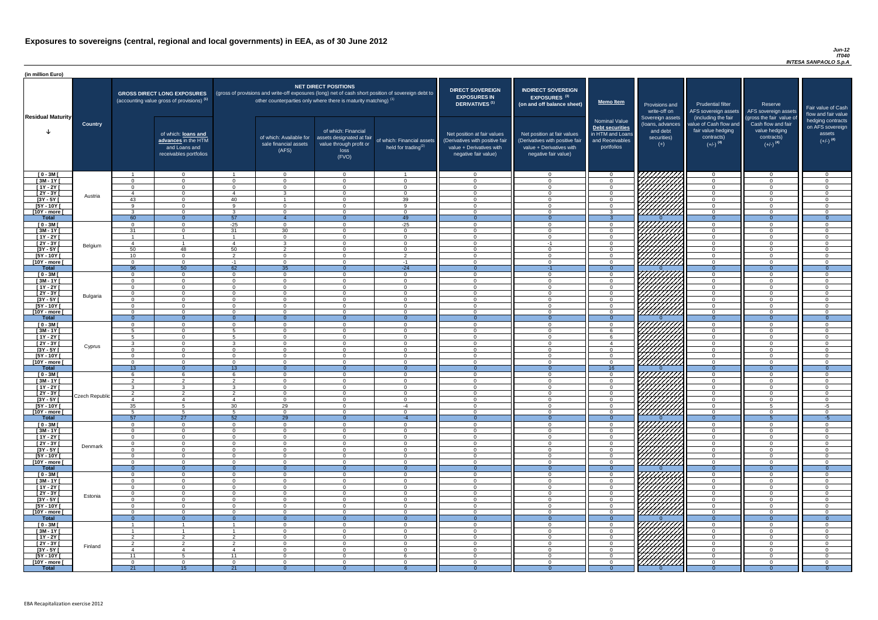# Exposures to sovereigns (central, regional and local governments) in EEA, as of 30 June 2012

*Jun-12*
*IT040*
*INTESA SANPAOLO S.p.A*

(in million Euro)

| Residual Maturity | Country | GROSS DIRECT LONG EXPOSURES (accounting value gross of provisions) (1) | of which: loans and advances in the HTM and Loans and receivables portfolios | NET DIRECT POSITIONS (gross of provisions and write-off exposures (long) net of cash short position of sovereign debt to other counterparties only where there is maturity matching) (1) | of which: Available for sale financial assets (AFS) | of which: Financial assets designated at fair value through profit or loss (FVO) | of which: Financial assets held for trading(2) | DIRECT SOVEREIGN EXPOSURES IN DERIVATIVES (1) Net position at fair values (Derivatives with positive fair value + Derivatives with negative fair value) | INDIRECT SOVEREIGN EXPOSURES (3) (on and off balance sheet) Net position at fair values (Derivatives with positive fair value + Derivatives with negative fair value) | Memo Item: Nominal Value Debt securities in HTM and Loans and Receivables portfolios | Provisions and write-off on Sovereign assets (loans, advances and debt securities) (+) | Prudential filter AFS sovereign assets (including the fair value of Cash flow and fair value hedging contracts) (+/-) (4) | Reserve AFS sovereign assets (gross the fair value of Cash flow and fair value hedging contracts) (+/-) (4) | Fair value of Cash flow and fair value hedging contracts on AFS sovereign assets (+/-) (4) |
|---|---|---|---|---|---|---|---|---|---|---|---|---|---|---|
| [ 0 - 3M [ | Austria | 1 | 0 | 1 | 0 | 0 | 1 | 0 | 0 | 0 | | 0 | 0 | 0 |
| [ 3M - 1Y [ | | 0 | 0 | 0 | 0 | 0 | 0 | 0 | 0 | 0 | | 0 | 0 | 0 |
| [ 1Y - 2Y [ | | 0 | 0 | 0 | 0 | 0 | 0 | 0 | 0 | 0 | | 0 | 0 | 0 |
| [ 2Y - 3Y [ | | 4 | 0 | 4 | 3 | 0 | 0 | 0 | 0 | 0 | | 0 | 0 | 0 |
| [3Y - 5Y [ | | 43 | 0 | 40 | 1 | 0 | 39 | 0 | 0 | 0 | | 0 | 0 | 0 |
| [5Y - 10Y [ | | 9 | 0 | 9 | 0 | 0 | 9 | 0 | 0 | 0 | | 0 | 0 | 0 |
| [10Y - more [ | | 3 | 0 | 3 | 0 | 0 | 0 | 0 | 0 | 3 | | 0 | 0 | 0 |
| **Total** | | 60 | 0 | 57 | 4 | 0 | 49 | 0 | 0 | 3 | 0 | 0 | 0 | 0 |
| [ 0 - 3M [ | Belgium | 0 | 0 | -25 | 0 | 0 | -25 | 0 | 0 | 0 | | 0 | 0 | 0 |
| [ 3M - 1Y [ | | 31 | 0 | 31 | 30 | 0 | 0 | 0 | 0 | 0 | | 0 | 0 | 0 |
| [ 1Y - 2Y [ | | 1 | 1 | 1 | 0 | 0 | 0 | 0 | 0 | 0 | | 0 | 0 | 0 |
| [ 2Y - 3Y [ | | 4 | 1 | 4 | 3 | 0 | 0 | 0 | -1 | 0 | | 0 | 0 | 0 |
| [3Y - 5Y [ | | 50 | 48 | 50 | 2 | 0 | 0 | 0 | 0 | 0 | | 0 | 0 | 0 |
| [5Y - 10Y [ | | 10 | 0 | 2 | 0 | 0 | 2 | 0 | 0 | 0 | | 0 | 0 | 0 |
| [10Y - more [ | | 0 | 0 | -1 | 0 | 0 | -1 | 0 | 0 | 0 | | 0 | 0 | 0 |
| **Total** | | 96 | 50 | 62 | 35 | 0 | -24 | 0 | -1 | 0 | 0 | 0 | 0 | 0 |
| [ 0 - 3M [ | Bulgaria | 0 | 0 | 0 | 0 | 0 | 0 | 0 | 0 | 0 | | 0 | 0 | 0 |
| [ 3M - 1Y [ | | 0 | 0 | 0 | 0 | 0 | 0 | 0 | 0 | 0 | | 0 | 0 | 0 |
| [ 1Y - 2Y [ | | 0 | 0 | 0 | 0 | 0 | 0 | 0 | 0 | 0 | | 0 | 0 | 0 |
| [ 2Y - 3Y [ | | 0 | 0 | 0 | 0 | 0 | 0 | 0 | 0 | 0 | | 0 | 0 | 0 |
| [3Y - 5Y [ | | 0 | 0 | 0 | 0 | 0 | 0 | 0 | 0 | 0 | | 0 | 0 | 0 |
| [5Y - 10Y [ | | 0 | 0 | 0 | 0 | 0 | 0 | 0 | 0 | 0 | | 0 | 0 | 0 |
| [10Y - more [ | | 0 | 0 | 0 | 0 | 0 | 0 | 0 | 0 | 0 | | 0 | 0 | 0 |
| **Total** | | 0 | 0 | 0 | 0 | 0 | 0 | 0 | 0 | 0 | 0 | 0 | 0 | 0 |
| [ 0 - 3M [ | Cyprus | 0 | 0 | 0 | 0 | 0 | 0 | 0 | 0 | 0 | | 0 | 0 | 0 |
| [ 3M - 1Y [ | | 5 | 0 | 5 | 0 | 0 | 0 | 0 | 0 | 6 | | 0 | 0 | 0 |
| [ 1Y - 2Y [ | | 5 | 0 | 5 | 0 | 0 | 0 | 0 | 0 | 6 | | 0 | 0 | 0 |
| [ 2Y - 3Y [ | | 3 | 0 | 3 | 0 | 0 | 0 | 0 | 0 | 4 | | 0 | 0 | 0 |
| [3Y - 5Y [ | | 0 | 0 | 0 | 0 | 0 | 0 | 0 | 0 | 0 | | 0 | 0 | 0 |
| [5Y - 10Y [ | | 0 | 0 | 0 | 0 | 0 | 0 | 0 | 0 | 0 | | 0 | 0 | 0 |
| [10Y - more [ | | 0 | 0 | 0 | 0 | 0 | 0 | 0 | 0 | 0 | | 0 | 0 | 0 |
| **Total** | | 13 | 0 | 13 | 0 | 0 | 0 | 0 | 0 | 16 | 0 | 0 | 0 | 0 |
| [ 0 - 3M [ | Czech Republic | 6 | 6 | 6 | 0 | 0 | 0 | 0 | 0 | 0 | | 0 | 0 | 0 |
| [ 3M - 1Y [ | | 2 | 2 | 2 | 0 | 0 | 0 | 0 | 0 | 0 | | 0 | 0 | 0 |
| [ 1Y - 2Y [ | | 3 | 3 | 3 | 0 | 0 | 0 | 0 | 0 | 0 | | 0 | 0 | 0 |
| [ 2Y - 3Y [ | | 2 | 2 | 2 | 0 | 0 | 0 | 0 | 0 | 0 | | 0 | 0 | 0 |
| [3Y - 5Y [ | | 4 | 4 | 4 | 0 | 0 | 0 | 0 | 0 | 0 | | 0 | 0 | 0 |
| [5Y - 10Y [ | | 35 | 5 | 30 | 29 | 0 | -4 | 0 | 0 | 0 | | 0 | 5 | -5 |
| [10Y - more [ | | 5 | 5 | 5 | 0 | 0 | 0 | 0 | 0 | 0 | | 0 | 0 | 0 |
| **Total** | | 57 | 27 | 52 | 29 | 0 | -4 | 0 | 0 | 0 | 0 | 0 | 5 | -5 |
| [ 0 - 3M [ | Denmark | 0 | 0 | 0 | 0 | 0 | 0 | 0 | 0 | 0 | | 0 | 0 | 0 |
| [ 3M - 1Y [ | | 0 | 0 | 0 | 0 | 0 | 0 | 0 | 0 | 0 | | 0 | 0 | 0 |
| [ 1Y - 2Y [ | | 0 | 0 | 0 | 0 | 0 | 0 | 0 | 0 | 0 | | 0 | 0 | 0 |
| [ 2Y - 3Y [ | | 0 | 0 | 0 | 0 | 0 | 0 | 0 | 0 | 0 | | 0 | 0 | 0 |
| [3Y - 5Y [ | | 0 | 0 | 0 | 0 | 0 | 0 | 0 | 0 | 0 | | 0 | 0 | 0 |
| [5Y - 10Y [ | | 0 | 0 | 0 | 0 | 0 | 0 | 0 | 0 | 0 | | 0 | 0 | 0 |
| [10Y - more [ | | 0 | 0 | 0 | 0 | 0 | 0 | 0 | 0 | 0 | | 0 | 0 | 0 |
| **Total** | | 0 | 0 | 0 | 0 | 0 | 0 | 0 | 0 | 0 | 0 | 0 | 0 | 0 |
| [ 0 - 3M [ | Estonia | 0 | 0 | 0 | 0 | 0 | 0 | 0 | 0 | 0 | | 0 | 0 | 0 |
| [ 3M - 1Y [ | | 0 | 0 | 0 | 0 | 0 | 0 | 0 | 0 | 0 | | 0 | 0 | 0 |
| [ 1Y - 2Y [ | | 0 | 0 | 0 | 0 | 0 | 0 | 0 | 0 | 0 | | 0 | 0 | 0 |
| [ 2Y - 3Y [ | | 0 | 0 | 0 | 0 | 0 | 0 | 0 | 0 | 0 | | 0 | 0 | 0 |
| [3Y - 5Y [ | | 0 | 0 | 0 | 0 | 0 | 0 | 0 | 0 | 0 | | 0 | 0 | 0 |
| [5Y - 10Y [ | | 0 | 0 | 0 | 0 | 0 | 0 | 0 | 0 | 0 | | 0 | 0 | 0 |
| [10Y - more [ | | 0 | 0 | 0 | 0 | 0 | 0 | 0 | 0 | 0 | | 0 | 0 | 0 |
| **Total** | | 0 | 0 | 0 | 0 | 0 | 0 | 0 | 0 | 0 | 0 | 0 | 0 | 0 |
| [ 0 - 3M [ | Finland | 1 | 1 | 1 | 0 | 0 | 0 | 0 | 0 | 0 | | 0 | 0 | 0 |
| [ 3M - 1Y [ | | 1 | 1 | 1 | 0 | 0 | 0 | 0 | 0 | 0 | | 0 | 0 | 0 |
| [ 1Y - 2Y [ | | 2 | 2 | 2 | 0 | 0 | 0 | 0 | 0 | 0 | | 0 | 0 | 0 |
| [ 2Y - 3Y [ | | 2 | 2 | 2 | 0 | 0 | 0 | 0 | 0 | 0 | | 0 | 0 | 0 |
| [3Y - 5Y [ | | 4 | 4 | 4 | 0 | 0 | 0 | 0 | 0 | 0 | | 0 | 0 | 0 |
| [5Y - 10Y [ | | 11 | 5 | 11 | 0 | 0 | 6 | 0 | 0 | 0 | | 0 | 0 | 0 |
| [10Y - more [ | | 0 | 0 | 0 | 0 | 0 | 0 | 0 | 0 | 0 | | 0 | 0 | 0 |
| **Total** | | 21 | 15 | 21 | 0 | 0 | 6 | 0 | 0 | 0 | 0 | 0 | 0 | 0 |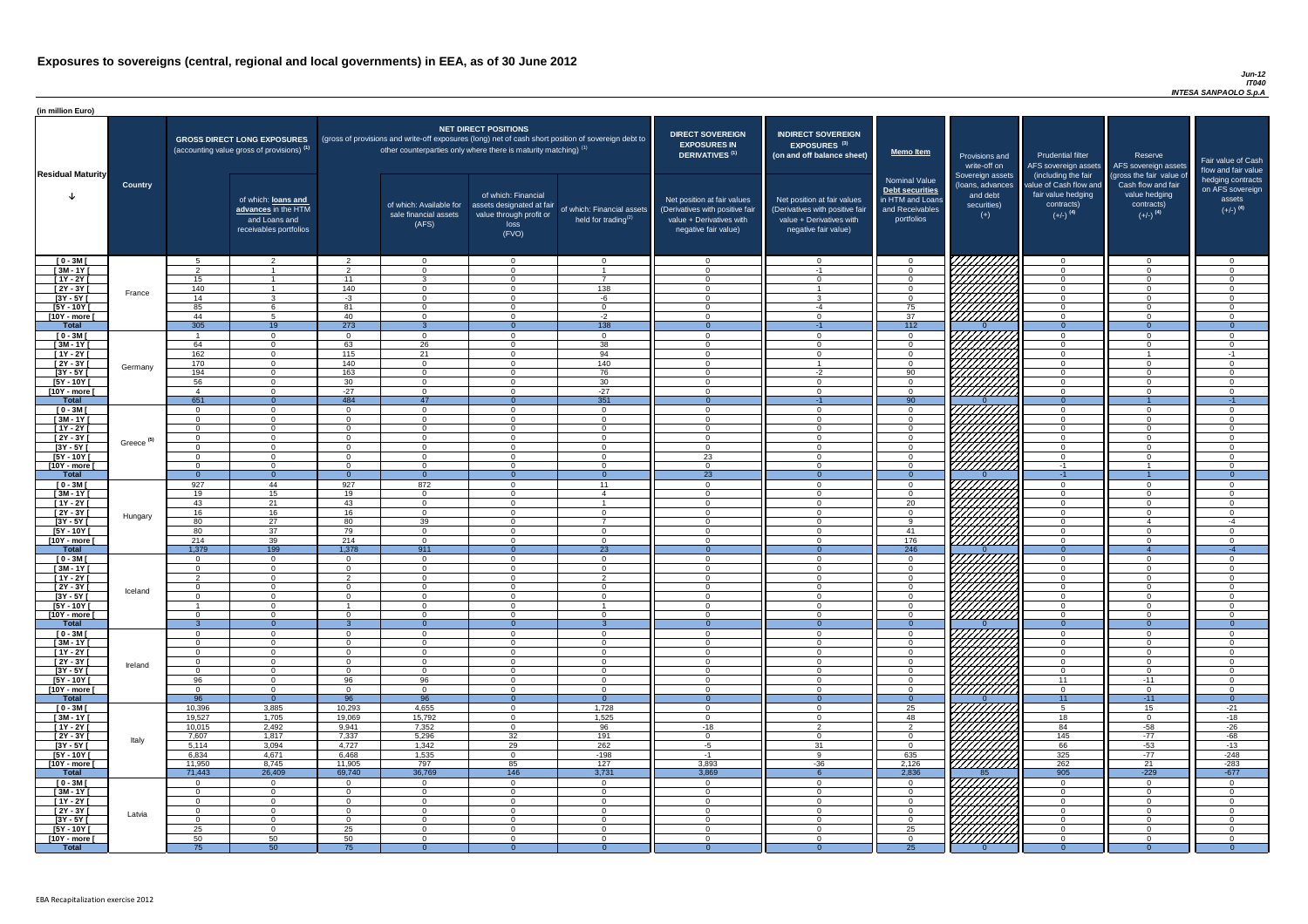# Exposures to sovereigns (central, regional and local governments) in EEA, as of 30 June 2012

*Jun-12*
*IT040*
*INTESA SANPAOLO S.p.A*

(in million Euro)

| Residual Maturity | Country | GROSS DIRECT LONG EXPOSURES (accounting value gross of provisions) (1) | of which: loans and advances in the HTM and Loans and receivables portfolios | NET DIRECT POSITIONS (gross of provisions and write-off exposures (long) net of cash short position of sovereign debt to other counterparties only where there is maturity matching) (1) | of which: Available for sale financial assets (AFS) | of which: Financial assets designated at fair value through profit or loss (FVO) | of which: Financial assets held for trading(2) | DIRECT SOVEREIGN EXPOSURES IN DERIVATIVES (1) Net position at fair values (Derivatives with positive fair value + Derivatives with negative fair value) | INDIRECT SOVEREIGN EXPOSURES (3) (on and off balance sheet) Net position at fair values (Derivatives with positive fair value + Derivatives with negative fair value) | Memo Item: Nominal Value Debt securities in HTM and Loans and Receivables portfolios | Provisions and write-off on Sovereign assets (loans, advances and debt securities) (+) | Prudential filter AFS sovereign assets (including the fair value of Cash flow and fair value hedging contracts) (+/-) (4) | Reserve AFS sovereign assets (gross the fair value of Cash flow and fair value hedging contracts) (+/-) (4) | Fair value of Cash flow and fair value hedging contracts on AFS sovereign assets (+/-) (4) |
|---|---|---|---|---|---|---|---|---|---|---|---|---|---|---|
| [ 0 - 3M [ | France | 5 | 2 | 2 | 0 | 0 | 0 | 0 | 0 | 0 | | 0 | 0 | 0 |
| [ 3M - 1Y [ | | 2 | 1 | 2 | 0 | 0 | 1 | 0 | -1 | 0 | | 0 | 0 | 0 |
| [ 1Y - 2Y [ | | 15 | 1 | 11 | 3 | 0 | 7 | 0 | 0 | 0 | | 0 | 0 | 0 |
| [ 2Y - 3Y [ | | 140 | 1 | 140 | 0 | 0 | 138 | 0 | 1 | 0 | | 0 | 0 | 0 |
| [3Y - 5Y [ | | 14 | 3 | -3 | 0 | 0 | -6 | 0 | 3 | 0 | | 0 | 0 | 0 |
| [5Y - 10Y [ | | 85 | 6 | 81 | 0 | 0 | 0 | 0 | -4 | 75 | | 0 | 0 | 0 |
| [10Y - more [ | | 44 | 5 | 40 | 0 | 0 | -2 | 0 | 0 | 37 | | 0 | 0 | 0 |
| **Total** | | 305 | 19 | 273 | 3 | 0 | 138 | 0 | -1 | 112 | 0 | 0 | 0 | 0 |
| [ 0 - 3M [ | Germany | 1 | 0 | 0 | 0 | 0 | 0 | 0 | 0 | 0 | | 0 | 0 | 0 |
| [ 3M - 1Y [ | | 64 | 0 | 63 | 26 | 0 | 38 | 0 | 0 | 0 | | 0 | 0 | 0 |
| [ 1Y - 2Y [ | | 162 | 0 | 115 | 21 | 0 | 94 | 0 | 0 | 0 | | 0 | 1 | -1 |
| [ 2Y - 3Y [ | | 170 | 0 | 140 | 0 | 0 | 140 | 0 | 1 | 0 | | 0 | 0 | 0 |
| [3Y - 5Y [ | | 194 | 0 | 163 | 0 | 0 | 76 | 0 | -2 | 90 | | 0 | 0 | 0 |
| [5Y - 10Y [ | | 56 | 0 | 30 | 0 | 0 | 30 | 0 | 0 | 0 | | 0 | 0 | 0 |
| [10Y - more [ | | 4 | 0 | -27 | 0 | 0 | -27 | 0 | 0 | 0 | | 0 | 0 | 0 |
| **Total** | | 651 | 0 | 484 | 47 | 0 | 351 | 0 | -1 | 90 | 0 | 0 | 1 | -1 |
| [ 0 - 3M [ | Greece (5) | 0 | 0 | 0 | 0 | 0 | 0 | 0 | 0 | 0 | | 0 | 0 | 0 |
| [ 3M - 1Y [ | | 0 | 0 | 0 | 0 | 0 | 0 | 0 | 0 | 0 | | 0 | 0 | 0 |
| [ 1Y - 2Y [ | | 0 | 0 | 0 | 0 | 0 | 0 | 0 | 0 | 0 | | 0 | 0 | 0 |
| [ 2Y - 3Y [ | | 0 | 0 | 0 | 0 | 0 | 0 | 0 | 0 | 0 | | 0 | 0 | 0 |
| [3Y - 5Y [ | | 0 | 0 | 0 | 0 | 0 | 0 | 0 | 0 | 0 | | 0 | 0 | 0 |
| [5Y - 10Y [ | | 0 | 0 | 0 | 0 | 0 | 0 | 23 | 0 | 0 | | 0 | 0 | 0 |
| [10Y - more [ | | 0 | 0 | 0 | 0 | 0 | 0 | 0 | 0 | 0 | | -1 | 1 | 0 |
| **Total** | | 0 | 0 | 0 | 0 | 0 | 0 | 23 | 0 | 0 | 0 | -1 | 1 | 0 |
| [ 0 - 3M [ | Hungary | 927 | 44 | 927 | 872 | 0 | 11 | 0 | 0 | 0 | | 0 | 0 | 0 |
| [ 3M - 1Y [ | | 19 | 15 | 19 | 0 | 0 | 4 | 0 | 0 | 0 | | 0 | 0 | 0 |
| [ 1Y - 2Y [ | | 43 | 21 | 43 | 0 | 0 | 1 | 0 | 0 | 20 | | 0 | 0 | 0 |
| [ 2Y - 3Y [ | | 16 | 16 | 16 | 0 | 0 | 0 | 0 | 0 | 0 | | 0 | 0 | 0 |
| [3Y - 5Y [ | | 80 | 27 | 80 | 39 | 0 | 7 | 0 | 0 | 9 | | 0 | 4 | -4 |
| [5Y - 10Y [ | | 80 | 37 | 79 | 0 | 0 | 0 | 0 | 0 | 41 | | 0 | 0 | 0 |
| [10Y - more [ | | 214 | 39 | 214 | 0 | 0 | 0 | 0 | 0 | 176 | | 0 | 0 | 0 |
| **Total** | | 1,379 | 199 | 1,378 | 911 | 0 | 23 | 0 | 0 | 246 | 0 | 0 | 4 | -4 |
| [ 0 - 3M [ | Iceland | 0 | 0 | 0 | 0 | 0 | 0 | 0 | 0 | 0 | | 0 | 0 | 0 |
| [ 3M - 1Y [ | | 0 | 0 | 0 | 0 | 0 | 0 | 0 | 0 | 0 | | 0 | 0 | 0 |
| [ 1Y - 2Y [ | | 2 | 0 | 2 | 0 | 0 | 2 | 0 | 0 | 0 | | 0 | 0 | 0 |
| [ 2Y - 3Y [ | | 0 | 0 | 0 | 0 | 0 | 0 | 0 | 0 | 0 | | 0 | 0 | 0 |
| [3Y - 5Y [ | | 0 | 0 | 0 | 0 | 0 | 0 | 0 | 0 | 0 | | 0 | 0 | 0 |
| [5Y - 10Y [ | | 1 | 0 | 1 | 0 | 0 | 1 | 0 | 0 | 0 | | 0 | 0 | 0 |
| [10Y - more [ | | 0 | 0 | 0 | 0 | 0 | 0 | 0 | 0 | 0 | | 0 | 0 | 0 |
| **Total** | | 3 | 0 | 3 | 0 | 0 | 3 | 0 | 0 | 0 | 0 | 0 | 0 | 0 |
| [ 0 - 3M [ | Ireland | 0 | 0 | 0 | 0 | 0 | 0 | 0 | 0 | 0 | | 0 | 0 | 0 |
| [ 3M - 1Y [ | | 0 | 0 | 0 | 0 | 0 | 0 | 0 | 0 | 0 | | 0 | 0 | 0 |
| [ 1Y - 2Y [ | | 0 | 0 | 0 | 0 | 0 | 0 | 0 | 0 | 0 | | 0 | 0 | 0 |
| [ 2Y - 3Y [ | | 0 | 0 | 0 | 0 | 0 | 0 | 0 | 0 | 0 | | 0 | 0 | 0 |
| [3Y - 5Y [ | | 0 | 0 | 0 | 0 | 0 | 0 | 0 | 0 | 0 | | 0 | 0 | 0 |
| [5Y - 10Y [ | | 96 | 0 | 96 | 96 | 0 | 0 | 0 | 0 | 0 | | 11 | -11 | 0 |
| [10Y - more [ | | 0 | 0 | 0 | 0 | 0 | 0 | 0 | 0 | 0 | | 0 | 0 | 0 |
| **Total** | | 96 | 0 | 96 | 96 | 0 | 0 | 0 | 0 | 0 | 0 | 11 | -11 | 0 |
| [ 0 - 3M [ | Italy | 10,396 | 3,885 | 10,293 | 4,655 | 0 | 1,728 | 0 | 0 | 25 | | 5 | 15 | -21 |
| [ 3M - 1Y [ | | 19,527 | 1,705 | 19,069 | 15,792 | 0 | 1,525 | 0 | 0 | 48 | | 18 | 0 | -18 |
| [ 1Y - 2Y [ | | 10,015 | 2,492 | 9,941 | 7,352 | 0 | 96 | -18 | 2 | 2 | | 84 | -58 | -26 |
| [ 2Y - 3Y [ | | 7,607 | 1,817 | 7,337 | 5,296 | 32 | 191 | 0 | 0 | 0 | | 145 | -77 | -68 |
| [3Y - 5Y [ | | 5,114 | 3,094 | 4,727 | 1,342 | 29 | 262 | -5 | 31 | 0 | | 66 | -53 | -13 |
| [5Y - 10Y [ | | 6,834 | 4,671 | 6,468 | 1,535 | 0 | -198 | -1 | 9 | 635 | | 325 | -77 | -248 |
| [10Y - more [ | | 11,950 | 8,745 | 11,905 | 797 | 85 | 127 | 3,893 | -36 | 2,126 | | 262 | 21 | -283 |
| **Total** | | 71,443 | 26,409 | 69,740 | 36,769 | 146 | 3,731 | 3,869 | 6 | 2,836 | 85 | 905 | -229 | -677 |
| [ 0 - 3M [ | Latvia | 0 | 0 | 0 | 0 | 0 | 0 | 0 | 0 | 0 | | 0 | 0 | 0 |
| [ 3M - 1Y [ | | 0 | 0 | 0 | 0 | 0 | 0 | 0 | 0 | 0 | | 0 | 0 | 0 |
| [ 1Y - 2Y [ | | 0 | 0 | 0 | 0 | 0 | 0 | 0 | 0 | 0 | | 0 | 0 | 0 |
| [ 2Y - 3Y [ | | 0 | 0 | 0 | 0 | 0 | 0 | 0 | 0 | 0 | | 0 | 0 | 0 |
| [3Y - 5Y [ | | 0 | 0 | 0 | 0 | 0 | 0 | 0 | 0 | 0 | | 0 | 0 | 0 |
| [5Y - 10Y [ | | 25 | 0 | 25 | 0 | 0 | 0 | 0 | 0 | 25 | | 0 | 0 | 0 |
| [10Y - more [ | | 50 | 50 | 50 | 0 | 0 | 0 | 0 | 0 | 0 | | 0 | 0 | 0 |
| **Total** | | 75 | 50 | 75 | 0 | 0 | 0 | 0 | 0 | 25 | 0 | 0 | 0 | 0 |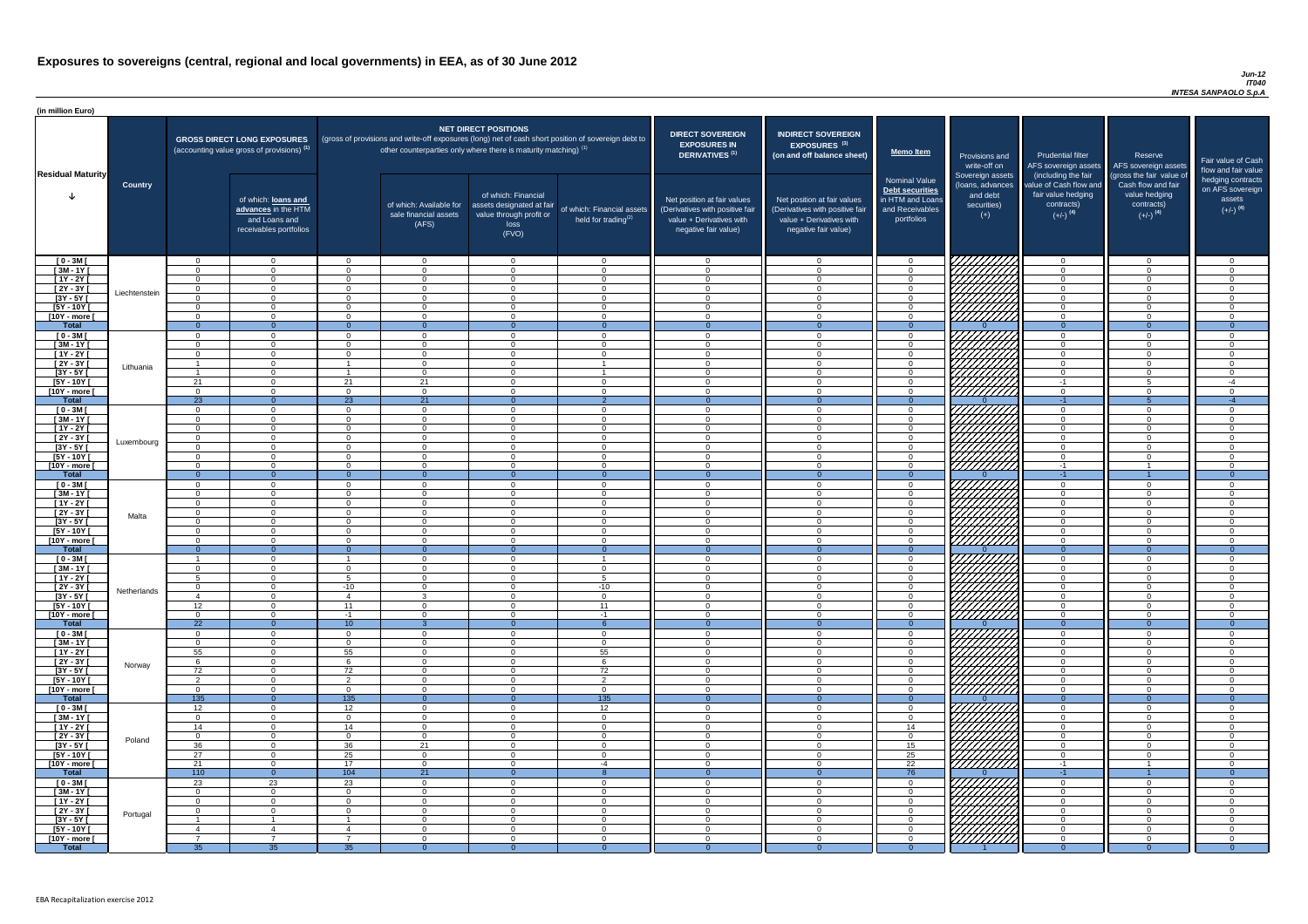# Exposures to sovereigns (central, regional and local governments) in EEA, as of 30 June 2012

*Jun-12*
*IT040*
*INTESA SANPAOLO S.p.A*

(in million Euro)

| Residual Maturity | Country | GROSS DIRECT LONG EXPOSURES (accounting value gross of provisions) (1) | of which: loans and advances in the HTM and Loans and receivables portfolios | NET DIRECT POSITIONS (gross of provisions and write-off exposures (long) net of cash short position of sovereign debt to other counterparties only where there is maturity matching) (1) | of which: Available for sale financial assets (AFS) | of which: Financial assets designated at fair value through profit or loss (FVO) | of which: Financial assets held for trading(2) | DIRECT SOVEREIGN EXPOSURES IN DERIVATIVES (1) Net position at fair values (Derivatives with positive fair value + Derivatives with negative fair value) | INDIRECT SOVEREIGN EXPOSURES (3) (on and off balance sheet) Net position at fair values (Derivatives with positive fair value + Derivatives with negative fair value) | Memo Item: Nominal Value Debt securities in HTM and Loans and Receivables portfolios | Provisions and write-off on Sovereign assets (loans, advances and debt securities) (+) | Prudential filter AFS sovereign assets (including the fair value of Cash flow and fair value hedging contracts) (+/-) (4) | Reserve AFS sovereign assets (gross the fair value of Cash flow and fair value hedging contracts) (+/-) (4) | Fair value of Cash flow and fair value hedging contracts on AFS sovereign assets (+/-) (4) |
|---|---|---|---|---|---|---|---|---|---|---|---|---|---|---|
| [ 0 - 3M [ | Liechtenstein | 0 | 0 | 0 | 0 | 0 | 0 | 0 | 0 | 0 | | 0 | 0 | 0 |
| [ 3M - 1Y [ | | 0 | 0 | 0 | 0 | 0 | 0 | 0 | 0 | 0 | | 0 | 0 | 0 |
| [ 1Y - 2Y [ | | 0 | 0 | 0 | 0 | 0 | 0 | 0 | 0 | 0 | | 0 | 0 | 0 |
| [ 2Y - 3Y [ | | 0 | 0 | 0 | 0 | 0 | 0 | 0 | 0 | 0 | | 0 | 0 | 0 |
| [3Y - 5Y [ | | 0 | 0 | 0 | 0 | 0 | 0 | 0 | 0 | 0 | | 0 | 0 | 0 |
| [5Y - 10Y [ | | 0 | 0 | 0 | 0 | 0 | 0 | 0 | 0 | 0 | | 0 | 0 | 0 |
| [10Y - more [ | | 0 | 0 | 0 | 0 | 0 | 0 | 0 | 0 | 0 | | 0 | 0 | 0 |
| Total | | 0 | 0 | 0 | 0 | 0 | 0 | 0 | 0 | 0 | 0 | 0 | 0 | 0 |
| [ 0 - 3M [ | Lithuania | 0 | 0 | 0 | 0 | 0 | 0 | 0 | 0 | 0 | | 0 | 0 | 0 |
| [ 3M - 1Y [ | | 0 | 0 | 0 | 0 | 0 | 0 | 0 | 0 | 0 | | 0 | 0 | 0 |
| [ 1Y - 2Y [ | | 0 | 0 | 0 | 0 | 0 | 0 | 0 | 0 | 0 | | 0 | 0 | 0 |
| [ 2Y - 3Y [ | | 1 | 0 | 1 | 0 | 0 | 1 | 0 | 0 | 0 | | 0 | 0 | 0 |
| [3Y - 5Y [ | | 1 | 0 | 1 | 0 | 0 | 1 | 0 | 0 | 0 | | 0 | 0 | 0 |
| [5Y - 10Y [ | | 21 | 0 | 21 | 21 | 0 | 0 | 0 | 0 | 0 | | -1 | 5 | -4 |
| [10Y - more [ | | 0 | 0 | 0 | 0 | 0 | 0 | 0 | 0 | 0 | | 0 | 0 | 0 |
| Total | | 23 | 0 | 23 | 21 | 0 | 2 | 0 | 0 | 0 | 0 | -1 | 5 | -4 |
| [ 0 - 3M [ | Luxembourg | 0 | 0 | 0 | 0 | 0 | 0 | 0 | 0 | 0 | | 0 | 0 | 0 |
| [ 3M - 1Y [ | | 0 | 0 | 0 | 0 | 0 | 0 | 0 | 0 | 0 | | 0 | 0 | 0 |
| [ 1Y - 2Y [ | | 0 | 0 | 0 | 0 | 0 | 0 | 0 | 0 | 0 | | 0 | 0 | 0 |
| [ 2Y - 3Y [ | | 0 | 0 | 0 | 0 | 0 | 0 | 0 | 0 | 0 | | 0 | 0 | 0 |
| [3Y - 5Y [ | | 0 | 0 | 0 | 0 | 0 | 0 | 0 | 0 | 0 | | 0 | 0 | 0 |
| [5Y - 10Y [ | | 0 | 0 | 0 | 0 | 0 | 0 | 0 | 0 | 0 | | 0 | 0 | 0 |
| [10Y - more [ | | 0 | 0 | 0 | 0 | 0 | 0 | 0 | 0 | 0 | | -1 | 1 | 0 |
| Total | | 0 | 0 | 0 | 0 | 0 | 0 | 0 | 0 | 0 | 0 | -1 | 1 | 0 |
| [ 0 - 3M [ | Malta | 0 | 0 | 0 | 0 | 0 | 0 | 0 | 0 | 0 | | 0 | 0 | 0 |
| [ 3M - 1Y [ | | 0 | 0 | 0 | 0 | 0 | 0 | 0 | 0 | 0 | | 0 | 0 | 0 |
| [ 1Y - 2Y [ | | 0 | 0 | 0 | 0 | 0 | 0 | 0 | 0 | 0 | | 0 | 0 | 0 |
| [ 2Y - 3Y [ | | 0 | 0 | 0 | 0 | 0 | 0 | 0 | 0 | 0 | | 0 | 0 | 0 |
| [3Y - 5Y [ | | 0 | 0 | 0 | 0 | 0 | 0 | 0 | 0 | 0 | | 0 | 0 | 0 |
| [5Y - 10Y [ | | 0 | 0 | 0 | 0 | 0 | 0 | 0 | 0 | 0 | | 0 | 0 | 0 |
| [10Y - more [ | | 0 | 0 | 0 | 0 | 0 | 0 | 0 | 0 | 0 | | 0 | 0 | 0 |
| Total | | 0 | 0 | 0 | 0 | 0 | 0 | 0 | 0 | 0 | 0 | 0 | 0 | 0 |
| [ 0 - 3M [ | Netherlands | 1 | 0 | 1 | 0 | 0 | 1 | 0 | 0 | 0 | | 0 | 0 | 0 |
| [ 3M - 1Y [ | | 0 | 0 | 0 | 0 | 0 | 0 | 0 | 0 | 0 | | 0 | 0 | 0 |
| [ 1Y - 2Y [ | | 5 | 0 | 5 | 0 | 0 | 5 | 0 | 0 | 0 | | 0 | 0 | 0 |
| [ 2Y - 3Y [ | | 0 | 0 | -10 | 0 | 0 | -10 | 0 | 0 | 0 | | 0 | 0 | 0 |
| [3Y - 5Y [ | | 4 | 0 | 4 | 3 | 0 | 0 | 0 | 0 | 0 | | 0 | 0 | 0 |
| [5Y - 10Y [ | | 12 | 0 | 11 | 0 | 0 | 11 | 0 | 0 | 0 | | 0 | 0 | 0 |
| [10Y - more [ | | 0 | 0 | -1 | 0 | 0 | -1 | 0 | 0 | 0 | | 0 | 0 | 0 |
| Total | | 22 | 0 | 10 | 3 | 0 | 6 | 0 | 0 | 0 | 0 | 0 | 0 | 0 |
| [ 0 - 3M [ | Norway | 0 | 0 | 0 | 0 | 0 | 0 | 0 | 0 | 0 | | 0 | 0 | 0 |
| [ 3M - 1Y [ | | 0 | 0 | 0 | 0 | 0 | 0 | 0 | 0 | 0 | | 0 | 0 | 0 |
| [ 1Y - 2Y [ | | 55 | 0 | 55 | 0 | 0 | 55 | 0 | 0 | 0 | | 0 | 0 | 0 |
| [ 2Y - 3Y [ | | 6 | 0 | 6 | 0 | 0 | 6 | 0 | 0 | 0 | | 0 | 0 | 0 |
| [3Y - 5Y [ | | 72 | 0 | 72 | 0 | 0 | 72 | 0 | 0 | 0 | | 0 | 0 | 0 |
| [5Y - 10Y [ | | 2 | 0 | 2 | 0 | 0 | 2 | 0 | 0 | 0 | | 0 | 0 | 0 |
| [10Y - more [ | | 0 | 0 | 0 | 0 | 0 | 0 | 0 | 0 | 0 | | 0 | 0 | 0 |
| Total | | 135 | 0 | 135 | 0 | 0 | 135 | 0 | 0 | 0 | 0 | 0 | 0 | 0 |
| [ 0 - 3M [ | Poland | 12 | 0 | 12 | 0 | 0 | 12 | 0 | 0 | 0 | | 0 | 0 | 0 |
| [ 3M - 1Y [ | | 0 | 0 | 0 | 0 | 0 | 0 | 0 | 0 | 0 | | 0 | 0 | 0 |
| [ 1Y - 2Y [ | | 14 | 0 | 14 | 0 | 0 | 0 | 0 | 0 | 14 | | 0 | 0 | 0 |
| [ 2Y - 3Y [ | | 0 | 0 | 0 | 0 | 0 | 0 | 0 | 0 | 0 | | 0 | 0 | 0 |
| [3Y - 5Y [ | | 36 | 0 | 36 | 21 | 0 | 0 | 0 | 0 | 15 | | 0 | 0 | 0 |
| [5Y - 10Y [ | | 27 | 0 | 25 | 0 | 0 | 0 | 0 | 0 | 25 | | 0 | 0 | 0 |
| [10Y - more [ | | 21 | 0 | 17 | 0 | 0 | -4 | 0 | 0 | 22 | | -1 | 1 | 0 |
| Total | | 110 | 0 | 104 | 21 | 0 | 8 | 0 | 0 | 76 | 0 | -1 | 1 | 0 |
| [ 0 - 3M [ | Portugal | 23 | 23 | 23 | 0 | 0 | 0 | 0 | 0 | 0 | | 0 | 0 | 0 |
| [ 3M - 1Y [ | | 0 | 0 | 0 | 0 | 0 | 0 | 0 | 0 | 0 | | 0 | 0 | 0 |
| [ 1Y - 2Y [ | | 0 | 0 | 0 | 0 | 0 | 0 | 0 | 0 | 0 | | 0 | 0 | 0 |
| [ 2Y - 3Y [ | | 0 | 0 | 0 | 0 | 0 | 0 | 0 | 0 | 0 | | 0 | 0 | 0 |
| [3Y - 5Y [ | | 1 | 1 | 1 | 0 | 0 | 0 | 0 | 0 | 0 | | 0 | 0 | 0 |
| [5Y - 10Y [ | | 4 | 4 | 4 | 0 | 0 | 0 | 0 | 0 | 0 | | 0 | 0 | 0 |
| [10Y - more [ | | 7 | 7 | 7 | 0 | 0 | 0 | 0 | 0 | 0 | | 0 | 0 | 0 |
| Total | | 35 | 35 | 35 | 0 | 0 | 0 | 0 | 0 | 0 | 1 | 0 | 0 | 0 |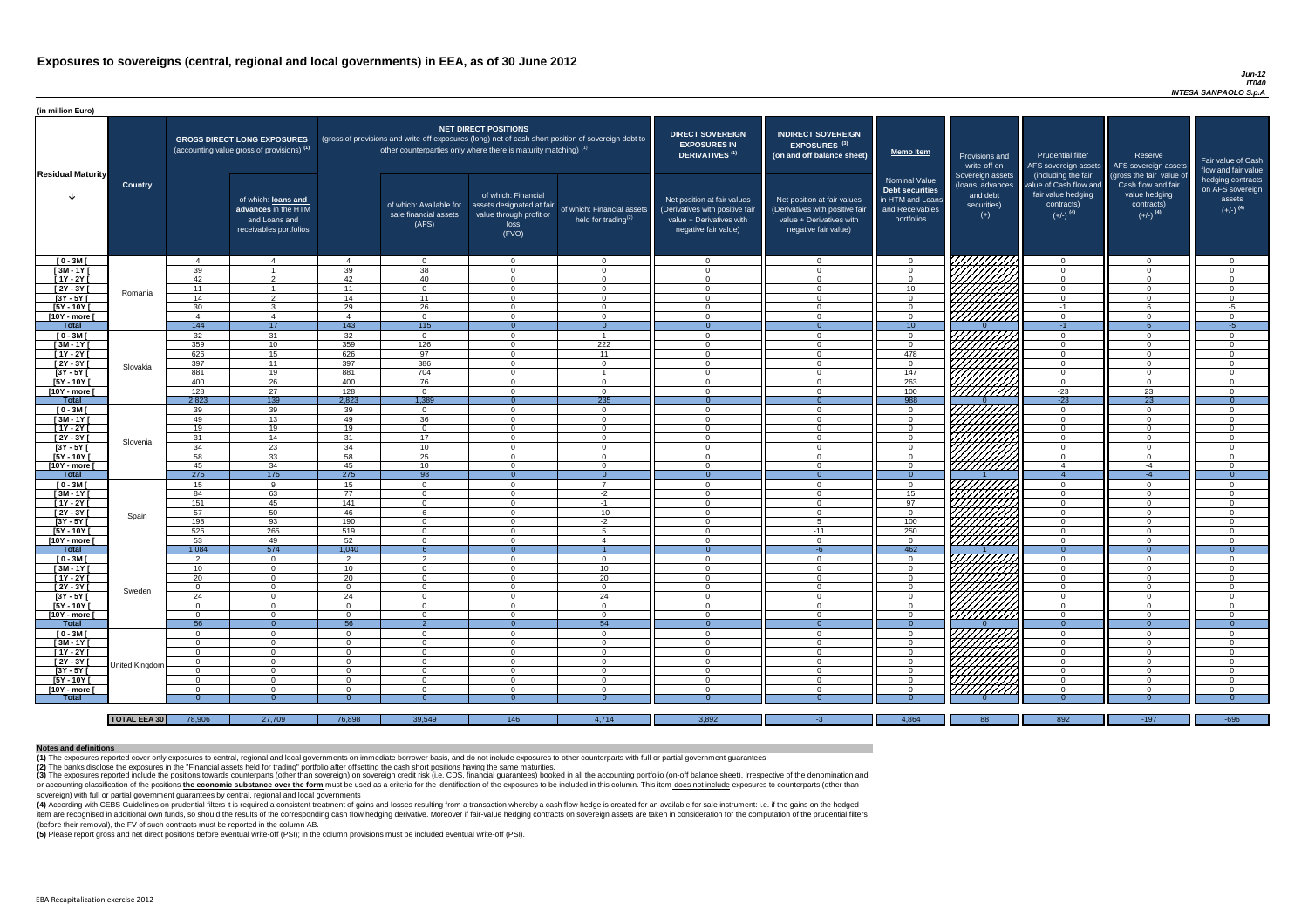# Exposures to sovereigns (central, regional and local governments) in EEA, as of 30 June 2012

*Jun-12*
*IT040*
*INTESA SANPAOLO S.p.A*

(in million Euro)

| Residual Maturity | Country | GROSS DIRECT LONG EXPOSURES (accounting value gross of provisions) (1) | of which: loans and advances in the HTM and Loans and receivables portfolios | NET DIRECT POSITIONS (gross of provisions and write-off exposures (long) net of cash short position of sovereign debt to other counterparties only where there is maturity matching) (1) | of which: Available for sale financial assets (AFS) | of which: Financial assets designated at fair value through profit or loss (FVO) | of which: Financial assets held for trading(2) | DIRECT SOVEREIGN EXPOSURES IN DERIVATIVES (1) Net position at fair values (Derivatives with positive fair value + Derivatives with negative fair value) | INDIRECT SOVEREIGN EXPOSURES (3) (on and off balance sheet) Net position at fair values (Derivatives with positive fair value + Derivatives with negative fair value) | Memo Item: Nominal Value Debt securities in HTM and Loans and Receivables portfolios | Provisions and write-off on Sovereign assets (loans, advances and debt securities) (+) | Prudential filter AFS sovereign assets (including the fair value of Cash flow and fair value hedging contracts) (+/-) (4) | Reserve AFS sovereign assets (gross the fair value of Cash flow and fair value hedging contracts) (+/-) (4) | Fair value of Cash flow and fair value hedging contracts on AFS sovereign assets (+/-) (4) |
|---|---|---|---|---|---|---|---|---|---|---|---|---|---|---|
| [ 0 - 3M [ | Romania | 4 | 4 | 4 | 0 | 0 | 0 | 0 | 0 | 0 | | 0 | 0 | 0 |
| [ 3M - 1Y [ | | 39 | 1 | 39 | 38 | 0 | 0 | 0 | 0 | 0 | | 0 | 0 | 0 |
| [ 1Y - 2Y [ | | 42 | 2 | 42 | 40 | 0 | 0 | 0 | 0 | 0 | | 0 | 0 | 0 |
| [ 2Y - 3Y [ | | 11 | 1 | 11 | 0 | 0 | 0 | 0 | 0 | 10 | | 0 | 0 | 0 |
| [3Y - 5Y [ | | 14 | 2 | 14 | 11 | 0 | 0 | 0 | 0 | 0 | | 0 | 0 | 0 |
| [5Y - 10Y [ | | 30 | 3 | 29 | 26 | 0 | 0 | 0 | 0 | 0 | | -1 | 6 | -5 |
| [10Y - more [ | | 4 | 4 | 4 | 0 | 0 | 0 | 0 | 0 | 0 | | 0 | 0 | 0 |
| **Total** | | 144 | 17 | 143 | 115 | 0 | 0 | 0 | 0 | 10 | 0 | -1 | 6 | -5 |
| [ 0 - 3M [ | Slovakia | 32 | 31 | 32 | 0 | 0 | 1 | 0 | 0 | 0 | | 0 | 0 | 0 |
| [ 3M - 1Y [ | | 359 | 10 | 359 | 126 | 0 | 222 | 0 | 0 | 0 | | 0 | 0 | 0 |
| [ 1Y - 2Y [ | | 626 | 15 | 626 | 97 | 0 | 11 | 0 | 0 | 478 | | 0 | 0 | 0 |
| [ 2Y - 3Y [ | | 397 | 11 | 397 | 386 | 0 | 0 | 0 | 0 | 0 | | 0 | 0 | 0 |
| [3Y - 5Y [ | | 881 | 19 | 881 | 704 | 0 | 1 | 0 | 0 | 147 | | 0 | 0 | 0 |
| [5Y - 10Y [ | | 400 | 26 | 400 | 76 | 0 | 0 | 0 | 0 | 263 | | 0 | 0 | 0 |
| [10Y - more [ | | 128 | 27 | 128 | 0 | 0 | 0 | 0 | 0 | 100 | | -23 | 23 | 0 |
| **Total** | | 2,823 | 139 | 2,823 | 1,389 | 0 | 235 | 0 | 0 | 988 | 0 | -23 | 23 | 0 |
| [ 0 - 3M [ | Slovenia | 39 | 39 | 39 | 0 | 0 | 0 | 0 | 0 | 0 | | 0 | 0 | 0 |
| [ 3M - 1Y [ | | 49 | 13 | 49 | 36 | 0 | 0 | 0 | 0 | 0 | | 0 | 0 | 0 |
| [ 1Y - 2Y [ | | 19 | 19 | 19 | 0 | 0 | 0 | 0 | 0 | 0 | | 0 | 0 | 0 |
| [ 2Y - 3Y [ | | 31 | 14 | 31 | 17 | 0 | 0 | 0 | 0 | 0 | | 0 | 0 | 0 |
| [3Y - 5Y [ | | 34 | 23 | 34 | 10 | 0 | 0 | 0 | 0 | 0 | | 0 | 0 | 0 |
| [5Y - 10Y [ | | 58 | 33 | 58 | 25 | 0 | 0 | 0 | 0 | 0 | | 0 | 0 | 0 |
| [10Y - more [ | | 45 | 34 | 45 | 10 | 0 | 0 | 0 | 0 | 0 | | 4 | -4 | 0 |
| **Total** | | 275 | 175 | 275 | 98 | 0 | 0 | 0 | 0 | 0 | 1 | 4 | -4 | 0 |
| [ 0 - 3M [ | Spain | 15 | 9 | 15 | 0 | 0 | 7 | 0 | 0 | 0 | | 0 | 0 | 0 |
| [ 3M - 1Y [ | | 84 | 63 | 77 | 0 | 0 | -2 | 0 | 0 | 15 | | 0 | 0 | 0 |
| [ 1Y - 2Y [ | | 151 | 45 | 141 | 0 | 0 | -1 | 0 | 0 | 97 | | 0 | 0 | 0 |
| [ 2Y - 3Y [ | | 57 | 50 | 46 | 6 | 0 | -10 | 0 | 0 | 0 | | 0 | 0 | 0 |
| [3Y - 5Y [ | | 198 | 93 | 190 | 0 | 0 | -2 | 0 | 5 | 100 | | 0 | 0 | 0 |
| [5Y - 10Y [ | | 526 | 265 | 519 | 0 | 0 | 5 | 0 | -11 | 250 | | 0 | 0 | 0 |
| [10Y - more [ | | 53 | 49 | 52 | 0 | 0 | 4 | 0 | 0 | 0 | | 0 | 0 | 0 |
| **Total** | | 1,084 | 574 | 1,040 | 6 | 0 | 1 | 0 | -6 | 462 | 1 | 0 | 0 | 0 |
| [ 0 - 3M [ | Sweden | 2 | 0 | 2 | 2 | 0 | 0 | 0 | 0 | 0 | | 0 | 0 | 0 |
| [ 3M - 1Y [ | | 10 | 0 | 10 | 0 | 0 | 10 | 0 | 0 | 0 | | 0 | 0 | 0 |
| [ 1Y - 2Y [ | | 20 | 0 | 20 | 0 | 0 | 20 | 0 | 0 | 0 | | 0 | 0 | 0 |
| [ 2Y - 3Y [ | | 0 | 0 | 0 | 0 | 0 | 0 | 0 | 0 | 0 | | 0 | 0 | 0 |
| [3Y - 5Y [ | | 24 | 0 | 24 | 0 | 0 | 24 | 0 | 0 | 0 | | 0 | 0 | 0 |
| [5Y - 10Y [ | | 0 | 0 | 0 | 0 | 0 | 0 | 0 | 0 | 0 | | 0 | 0 | 0 |
| [10Y - more [ | | 0 | 0 | 0 | 0 | 0 | 0 | 0 | 0 | 0 | | 0 | 0 | 0 |
| **Total** | | 56 | 0 | 56 | 2 | 0 | 54 | 0 | 0 | 0 | 0 | 0 | 0 | 0 |
| [ 0 - 3M [ | United Kingdom | 0 | 0 | 0 | 0 | 0 | 0 | 0 | 0 | 0 | | 0 | 0 | 0 |
| [ 3M - 1Y [ | | 0 | 0 | 0 | 0 | 0 | 0 | 0 | 0 | 0 | | 0 | 0 | 0 |
| [ 1Y - 2Y [ | | 0 | 0 | 0 | 0 | 0 | 0 | 0 | 0 | 0 | | 0 | 0 | 0 |
| [ 2Y - 3Y [ | | 0 | 0 | 0 | 0 | 0 | 0 | 0 | 0 | 0 | | 0 | 0 | 0 |
| [3Y - 5Y [ | | 0 | 0 | 0 | 0 | 0 | 0 | 0 | 0 | 0 | | 0 | 0 | 0 |
| [5Y - 10Y [ | | 0 | 0 | 0 | 0 | 0 | 0 | 0 | 0 | 0 | | 0 | 0 | 0 |
| [10Y - more [ | | 0 | 0 | 0 | 0 | 0 | 0 | 0 | 0 | 0 | | 0 | 0 | 0 |
| **Total** | | 0 | 0 | 0 | 0 | 0 | 0 | 0 | 0 | 0 | 0 | 0 | 0 | 0 |
| **TOTAL EEA 30** | | 78,906 | 27,709 | 76,898 | 39,549 | 146 | 4,714 | 3,892 | -3 | 4,864 | 88 | 892 | -197 | -696 |

**Notes and definitions**

**(1)** The exposures reported cover only exposures to central, regional and local governments on immediate borrower basis, and do not include exposures to other counterparts with full or partial government guarantees

**(2)** The banks disclose the exposures in the "Financial assets held for trading" portfolio after offsetting the cash short positions having the same maturities.

**(3)** The exposures reported include the positions towards counterparts (other than sovereign) on sovereign credit risk (i.e. CDS, financial guarantees) booked in all the accounting portfolio (on-off balance sheet). Irrespective of the denomination and or accounting classification of the positions **the economic substance over the form** must be used as a criteria for the identification of the exposures to be included in this column. This item does not include exposures to counterparts (other than sovereign) with full or partial government guarantees by central, regional and local governments

**(4)** According with CEBS Guidelines on prudential filters it is required a consistent treatment of gains and losses resulting from a transaction whereby a cash flow hedge is created for an available for sale instrument: i.e. if the gains on the hedged item are recognised in additional own funds, so should the results of the corresponding cash flow hedging derivative. Moreover if fair-value hedging contracts on sovereign assets are taken in consideration for the computation of the prudential filters (before their removal), the FV of such contracts must be reported in the column AB.

**(5)** Please report gross and net direct positions before eventual write-off (PSI); in the column provisions must be included eventual write-off (PSI).